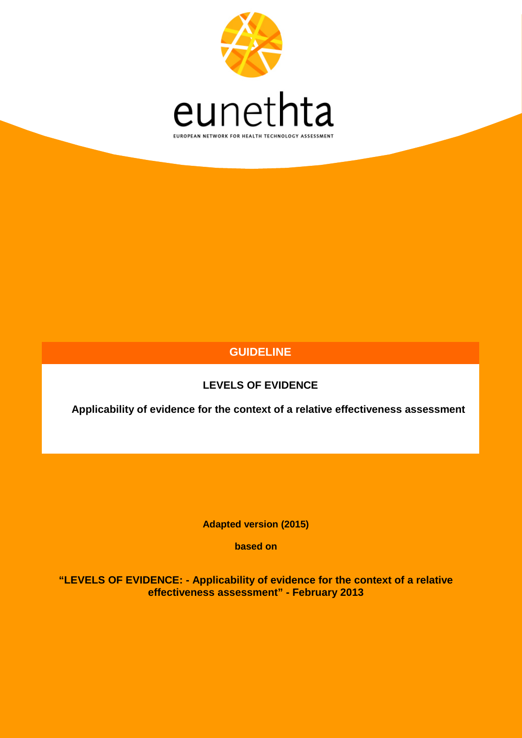eunethta

EUROPEAN NETWORK FOR HEALTH TECHNOLOGY ASSESSMENT

# GUIDELINE

## LEVELS OF EVIDENCE

**Applicability of evidence for the context of a relative effectiveness assessment**

**Adapted version (2015)**

**based on**

**"LEVELS OF EVIDENCE: - Applicability of evidence for the context of a relative effectiveness assessment" - February 2013**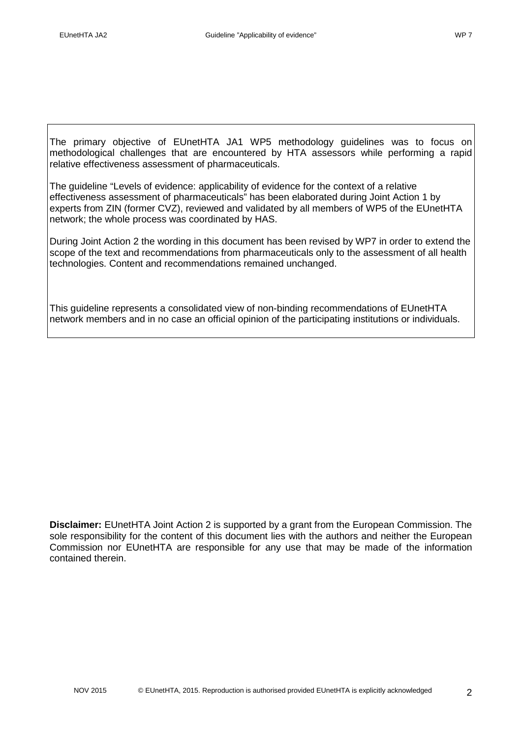The primary objective of EUnetHTA JA1 WP5 methodology guidelines was to focus on methodological challenges that are encountered by HTA assessors while performing a rapid relative effectiveness assessment of pharmaceuticals.

The guideline "Levels of evidence: applicability of evidence for the context of a relative effectiveness assessment of pharmaceuticals" has been elaborated during Joint Action 1 by experts from ZIN (former CVZ), reviewed and validated by all members of WP5 of the EUnetHTA network; the whole process was coordinated by HAS.

During Joint Action 2 the wording in this document has been revised by WP7 in order to extend the scope of the text and recommendations from pharmaceuticals only to the assessment of all health technologies. Content and recommendations remained unchanged.

This guideline represents a consolidated view of non-binding recommendations of EUnetHTA network members and in no case an official opinion of the participating institutions or individuals.

**Disclaimer:** EUnetHTA Joint Action 2 is supported by a grant from the European Commission. The sole responsibility for the content of this document lies with the authors and neither the European Commission nor EUnetHTA are responsible for any use that may be made of the information contained therein.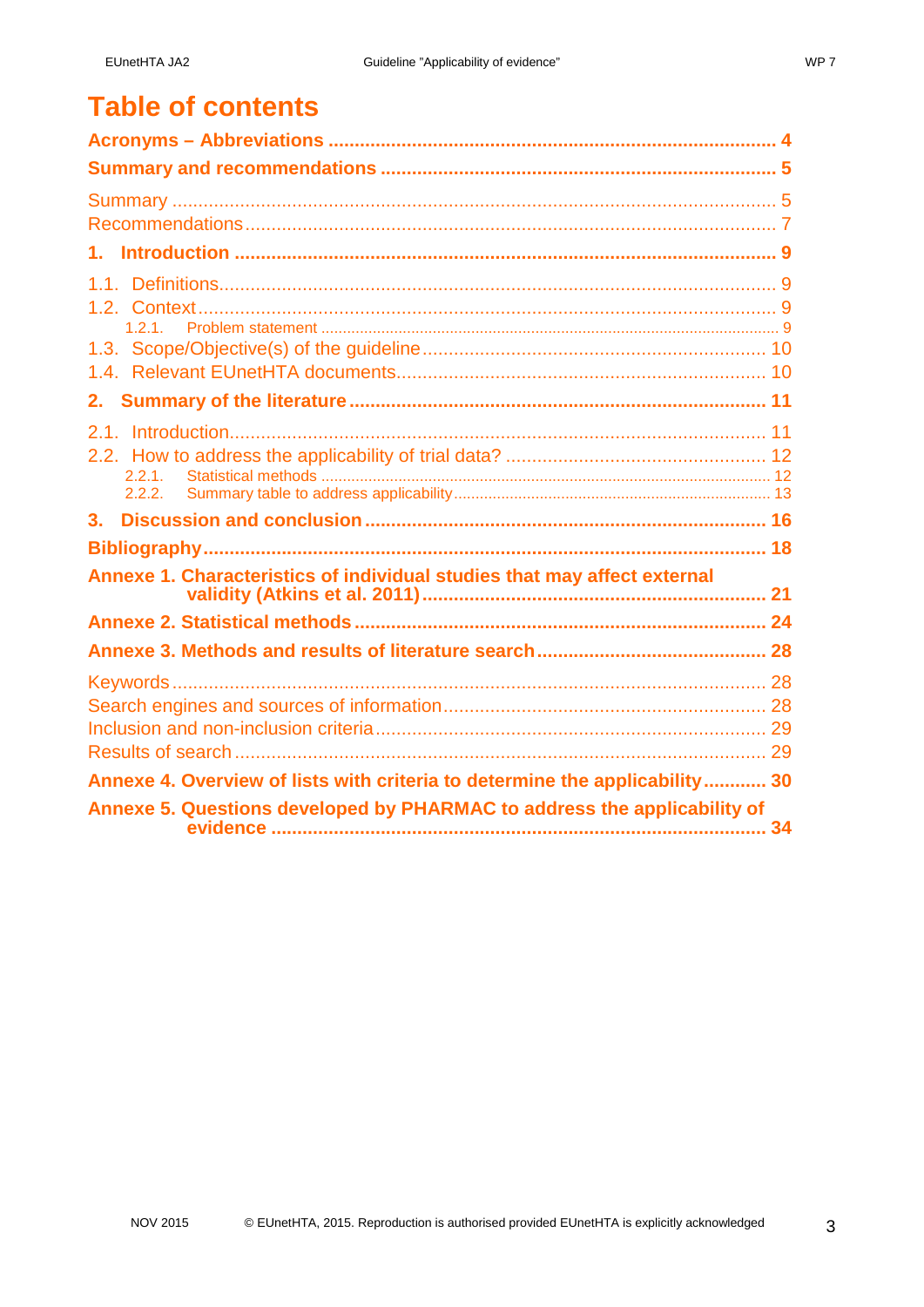# Table of contents

**Acronyms – Abbreviations** .... 4

**Summary and recommendations** .... 5

Summary .... 5
Recommendations .... 7

**1. Introduction** .... 9

1.1. Definitions .... 9
1.2. Context .... 9
1.2.1. Problem statement .... 9
1.3. Scope/Objective(s) of the guideline .... 10
1.4. Relevant EUnetHTA documents .... 10

**2. Summary of the literature** .... 11

2.1. Introduction .... 11
2.2. How to address the applicability of trial data? .... 12
2.2.1. Statistical methods .... 12
2.2.2. Summary table to address applicability .... 13

**3. Discussion and conclusion** .... 16

**Bibliography** .... 18

**Annexe 1. Characteristics of individual studies that may affect external validity (Atkins et al. 2011)** .... 21

**Annexe 2. Statistical methods** .... 24

**Annexe 3. Methods and results of literature search** .... 28

Keywords .... 28
Search engines and sources of information .... 28
Inclusion and non-inclusion criteria .... 29
Results of search .... 29

**Annexe 4. Overview of lists with criteria to determine the applicability** .... 30

**Annexe 5. Questions developed by PHARMAC to address the applicability of evidence** .... 34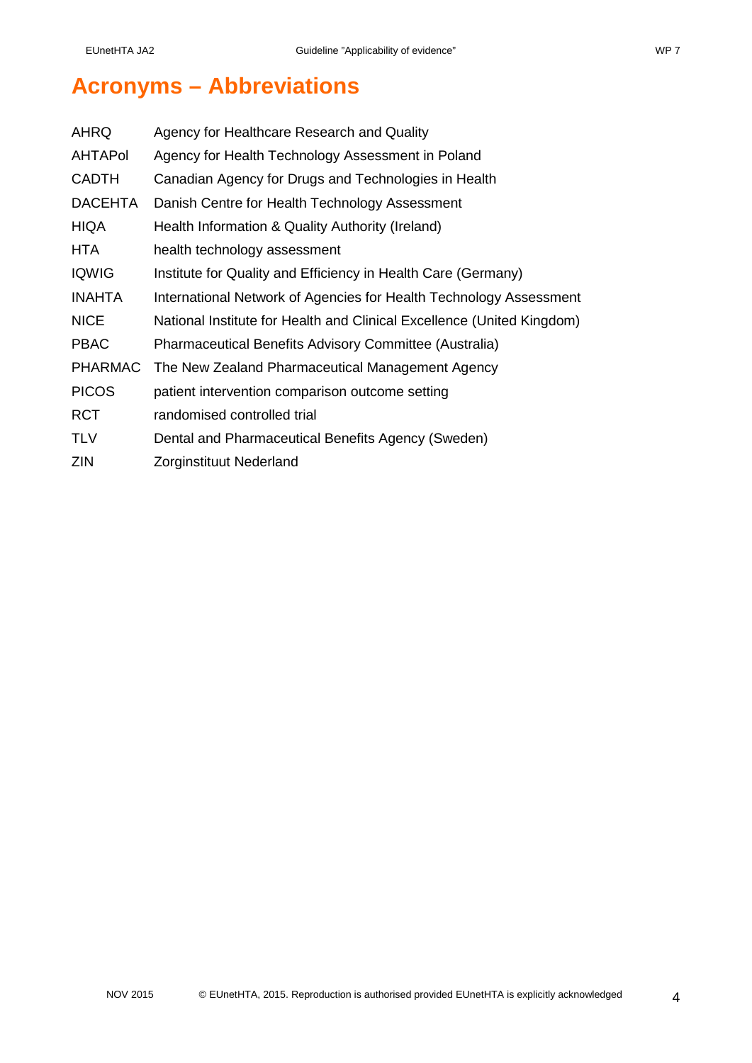# Acronyms – Abbreviations

| | |
|---|---|
| AHRQ | Agency for Healthcare Research and Quality |
| AHTAPol | Agency for Health Technology Assessment in Poland |
| CADTH | Canadian Agency for Drugs and Technologies in Health |
| DACEHTA | Danish Centre for Health Technology Assessment |
| HIQA | Health Information & Quality Authority (Ireland) |
| HTA | health technology assessment |
| IQWIG | Institute for Quality and Efficiency in Health Care (Germany) |
| INAHTA | International Network of Agencies for Health Technology Assessment |
| NICE | National Institute for Health and Clinical Excellence (United Kingdom) |
| PBAC | Pharmaceutical Benefits Advisory Committee (Australia) |
| PHARMAC | The New Zealand Pharmaceutical Management Agency |
| PICOS | patient intervention comparison outcome setting |
| RCT | randomised controlled trial |
| TLV | Dental and Pharmaceutical Benefits Agency (Sweden) |
| ZIN | Zorginstituut Nederland |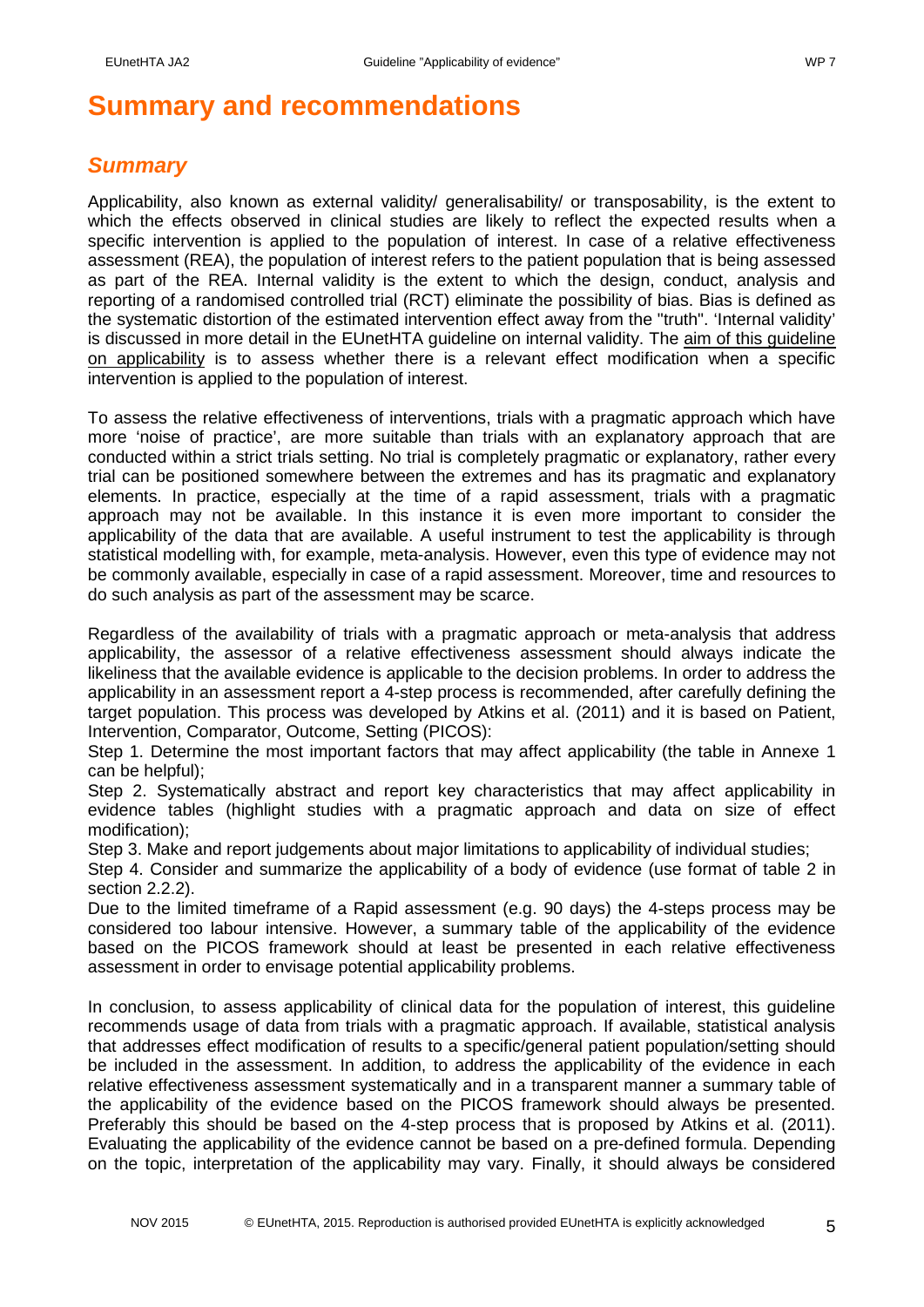# Summary and recommendations

## *Summary*

Applicability, also known as external validity/ generalisability/ or transposability, is the extent to which the effects observed in clinical studies are likely to reflect the expected results when a specific intervention is applied to the population of interest. In case of a relative effectiveness assessment (REA), the population of interest refers to the patient population that is being assessed as part of the REA. Internal validity is the extent to which the design, conduct, analysis and reporting of a randomised controlled trial (RCT) eliminate the possibility of bias. Bias is defined as the systematic distortion of the estimated intervention effect away from the "truth". 'Internal validity' is discussed in more detail in the EUnetHTA guideline on internal validity. The aim of this guideline on applicability is to assess whether there is a relevant effect modification when a specific intervention is applied to the population of interest.

To assess the relative effectiveness of interventions, trials with a pragmatic approach which have more 'noise of practice', are more suitable than trials with an explanatory approach that are conducted within a strict trials setting. No trial is completely pragmatic or explanatory, rather every trial can be positioned somewhere between the extremes and has its pragmatic and explanatory elements. In practice, especially at the time of a rapid assessment, trials with a pragmatic approach may not be available. In this instance it is even more important to consider the applicability of the data that are available. A useful instrument to test the applicability is through statistical modelling with, for example, meta-analysis. However, even this type of evidence may not be commonly available, especially in case of a rapid assessment. Moreover, time and resources to do such analysis as part of the assessment may be scarce.

Regardless of the availability of trials with a pragmatic approach or meta-analysis that address applicability, the assessor of a relative effectiveness assessment should always indicate the likeliness that the available evidence is applicable to the decision problems. In order to address the applicability in an assessment report a 4-step process is recommended, after carefully defining the target population. This process was developed by Atkins et al. (2011) and it is based on Patient, Intervention, Comparator, Outcome, Setting (PICOS):

Step 1. Determine the most important factors that may affect applicability (the table in Annexe 1 can be helpful);

Step 2. Systematically abstract and report key characteristics that may affect applicability in evidence tables (highlight studies with a pragmatic approach and data on size of effect modification);

Step 3. Make and report judgements about major limitations to applicability of individual studies;

Step 4. Consider and summarize the applicability of a body of evidence (use format of table 2 in section 2.2.2).

Due to the limited timeframe of a Rapid assessment (e.g. 90 days) the 4-steps process may be considered too labour intensive. However, a summary table of the applicability of the evidence based on the PICOS framework should at least be presented in each relative effectiveness assessment in order to envisage potential applicability problems.

In conclusion, to assess applicability of clinical data for the population of interest, this guideline recommends usage of data from trials with a pragmatic approach. If available, statistical analysis that addresses effect modification of results to a specific/general patient population/setting should be included in the assessment. In addition, to address the applicability of the evidence in each relative effectiveness assessment systematically and in a transparent manner a summary table of the applicability of the evidence based on the PICOS framework should always be presented. Preferably this should be based on the 4-step process that is proposed by Atkins et al. (2011). Evaluating the applicability of the evidence cannot be based on a pre-defined formula. Depending on the topic, interpretation of the applicability may vary. Finally, it should always be considered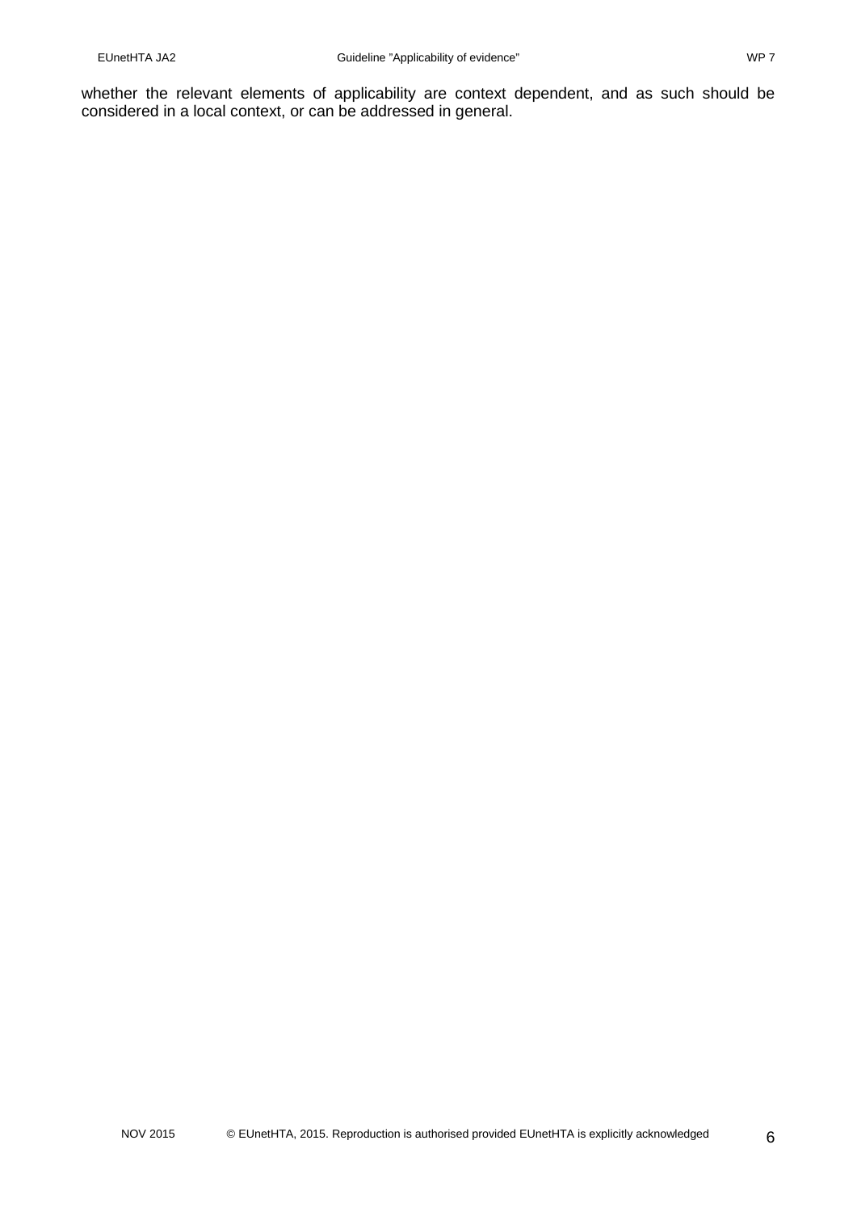whether the relevant elements of applicability are context dependent, and as such should be considered in a local context, or can be addressed in general.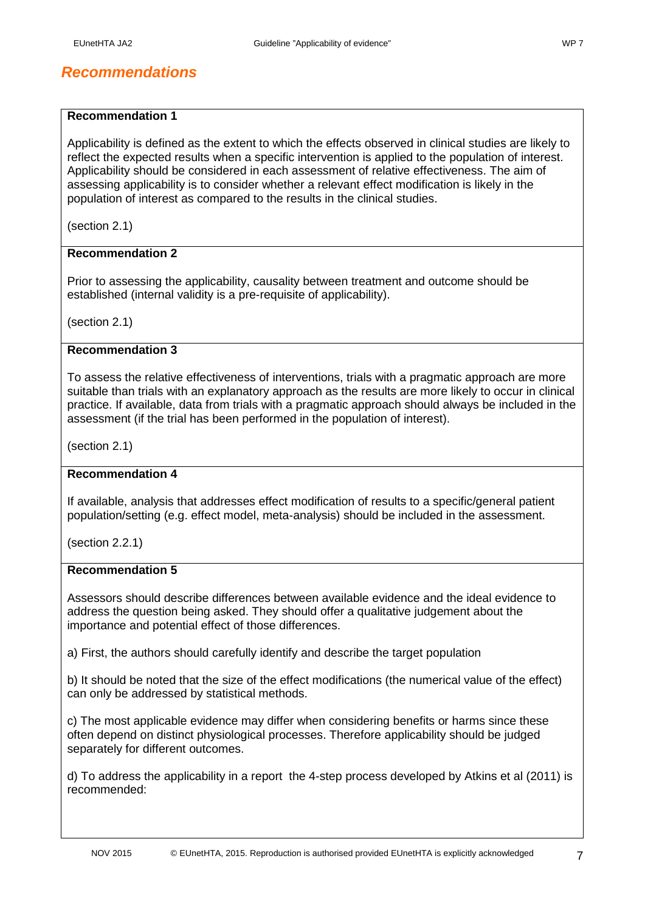## *Recommendations*

**Recommendation 1**

Applicability is defined as the extent to which the effects observed in clinical studies are likely to reflect the expected results when a specific intervention is applied to the population of interest. Applicability should be considered in each assessment of relative effectiveness. The aim of assessing applicability is to consider whether a relevant effect modification is likely in the population of interest as compared to the results in the clinical studies.

(section 2.1)

**Recommendation 2**

Prior to assessing the applicability, causality between treatment and outcome should be established (internal validity is a pre-requisite of applicability).

(section 2.1)

**Recommendation 3**

To assess the relative effectiveness of interventions, trials with a pragmatic approach are more suitable than trials with an explanatory approach as the results are more likely to occur in clinical practice. If available, data from trials with a pragmatic approach should always be included in the assessment (if the trial has been performed in the population of interest).

(section 2.1)

**Recommendation 4**

If available, analysis that addresses effect modification of results to a specific/general patient population/setting (e.g. effect model, meta-analysis) should be included in the assessment.

(section 2.2.1)

**Recommendation 5**

Assessors should describe differences between available evidence and the ideal evidence to address the question being asked. They should offer a qualitative judgement about the importance and potential effect of those differences.

a) First, the authors should carefully identify and describe the target population

b) It should be noted that the size of the effect modifications (the numerical value of the effect) can only be addressed by statistical methods.

c) The most applicable evidence may differ when considering benefits or harms since these often depend on distinct physiological processes. Therefore applicability should be judged separately for different outcomes.

d) To address the applicability in a report the 4-step process developed by Atkins et al (2011) is recommended: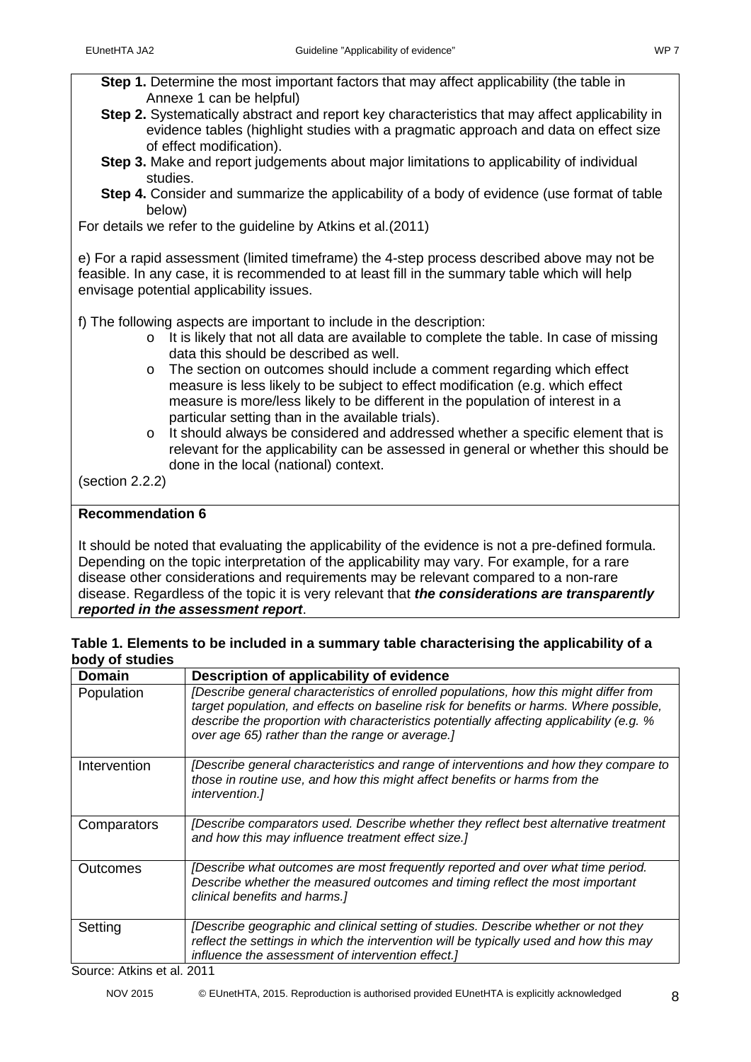**Step 1.** Determine the most important factors that may affect applicability (the table in Annexe 1 can be helpful)

**Step 2.** Systematically abstract and report key characteristics that may affect applicability in evidence tables (highlight studies with a pragmatic approach and data on effect size of effect modification).

**Step 3.** Make and report judgements about major limitations to applicability of individual studies.

**Step 4.** Consider and summarize the applicability of a body of evidence (use format of table below)

For details we refer to the guideline by Atkins et al.(2011)

e) For a rapid assessment (limited timeframe) the 4-step process described above may not be feasible. In any case, it is recommended to at least fill in the summary table which will help envisage potential applicability issues.

f) The following aspects are important to include in the description:

- It is likely that not all data are available to complete the table. In case of missing data this should be described as well.
- The section on outcomes should include a comment regarding which effect measure is less likely to be subject to effect modification (e.g. which effect measure is more/less likely to be different in the population of interest in a particular setting than in the available trials).
- It should always be considered and addressed whether a specific element that is relevant for the applicability can be assessed in general or whether this should be done in the local (national) context.

(section 2.2.2)

**Recommendation 6**

It should be noted that evaluating the applicability of the evidence is not a pre-defined formula. Depending on the topic interpretation of the applicability may vary. For example, for a rare disease other considerations and requirements may be relevant compared to a non-rare disease. Regardless of the topic it is very relevant that ***the considerations are transparently reported in the assessment report***.

**Table 1. Elements to be included in a summary table characterising the applicability of a body of studies**

| Domain | Description of applicability of evidence |
|---|---|
| Population | *[Describe general characteristics of enrolled populations, how this might differ from target population, and effects on baseline risk for benefits or harms. Where possible, describe the proportion with characteristics potentially affecting applicability (e.g. % over age 65) rather than the range or average.]* |
| Intervention | *[Describe general characteristics and range of interventions and how they compare to those in routine use, and how this might affect benefits or harms from the intervention.]* |
| Comparators | *[Describe comparators used. Describe whether they reflect best alternative treatment and how this may influence treatment effect size.]* |
| Outcomes | *[Describe what outcomes are most frequently reported and over what time period. Describe whether the measured outcomes and timing reflect the most important clinical benefits and harms.]* |
| Setting | *[Describe geographic and clinical setting of studies. Describe whether or not they reflect the settings in which the intervention will be typically used and how this may influence the assessment of intervention effect.]* |

Source: Atkins et al. 2011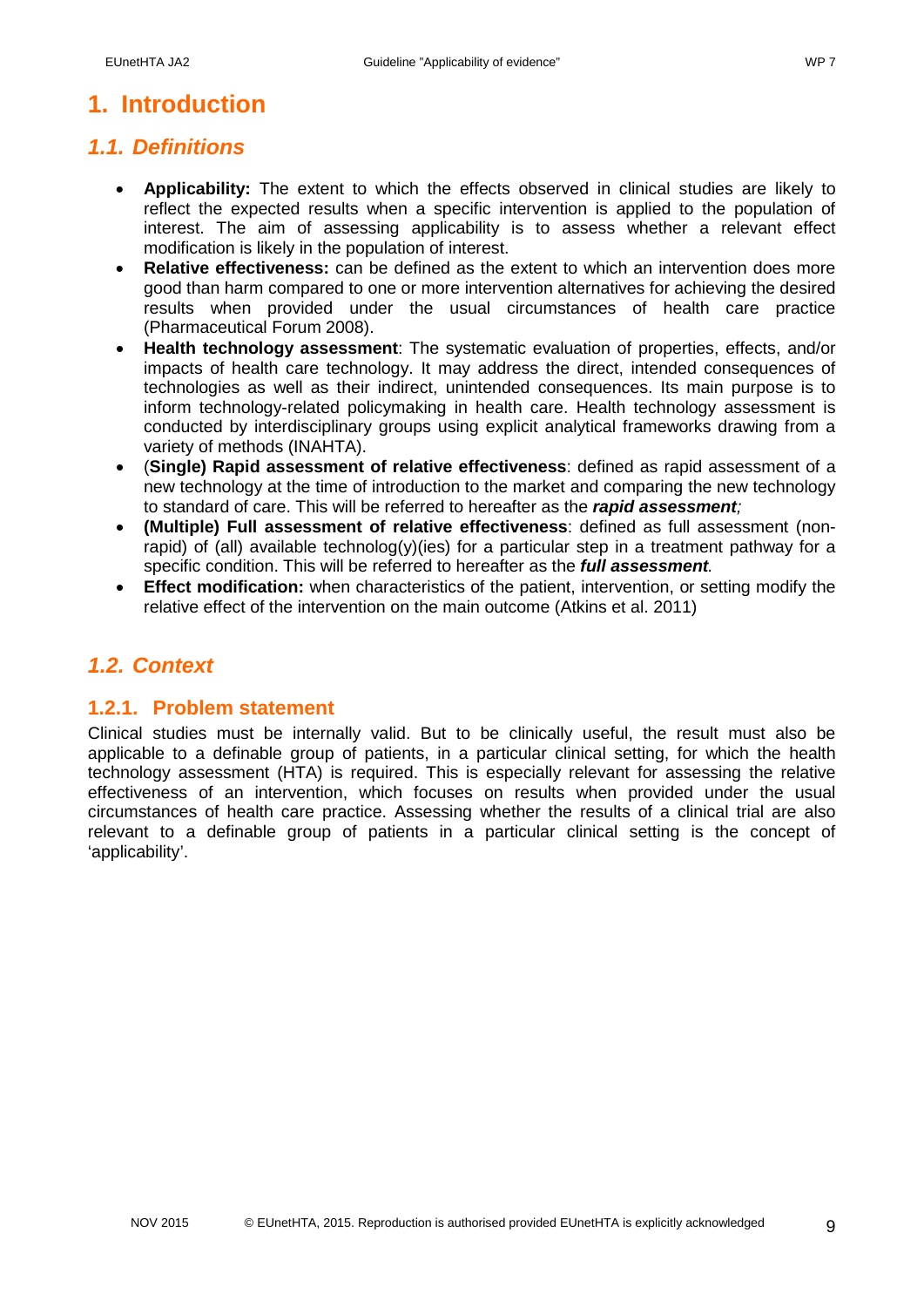# 1. Introduction

## 1.1. Definitions

- **Applicability:** The extent to which the effects observed in clinical studies are likely to reflect the expected results when a specific intervention is applied to the population of interest. The aim of assessing applicability is to assess whether a relevant effect modification is likely in the population of interest.
- **Relative effectiveness:** can be defined as the extent to which an intervention does more good than harm compared to one or more intervention alternatives for achieving the desired results when provided under the usual circumstances of health care practice (Pharmaceutical Forum 2008).
- **Health technology assessment**: The systematic evaluation of properties, effects, and/or impacts of health care technology. It may address the direct, intended consequences of technologies as well as their indirect, unintended consequences. Its main purpose is to inform technology-related policymaking in health care. Health technology assessment is conducted by interdisciplinary groups using explicit analytical frameworks drawing from a variety of methods (INAHTA).
- (**Single) Rapid assessment of relative effectiveness**: defined as rapid assessment of a new technology at the time of introduction to the market and comparing the new technology to standard of care. This will be referred to hereafter as the ***rapid assessment****;*
- **(Multiple) Full assessment of relative effectiveness**: defined as full assessment (non-rapid) of (all) available technolog(y)(ies) for a particular step in a treatment pathway for a specific condition. This will be referred to hereafter as the ***full assessment****.*
- **Effect modification:** when characteristics of the patient, intervention, or setting modify the relative effect of the intervention on the main outcome (Atkins et al. 2011)

## 1.2. Context

### 1.2.1. Problem statement

Clinical studies must be internally valid. But to be clinically useful, the result must also be applicable to a definable group of patients, in a particular clinical setting, for which the health technology assessment (HTA) is required. This is especially relevant for assessing the relative effectiveness of an intervention, which focuses on results when provided under the usual circumstances of health care practice. Assessing whether the results of a clinical trial are also relevant to a definable group of patients in a particular clinical setting is the concept of 'applicability'.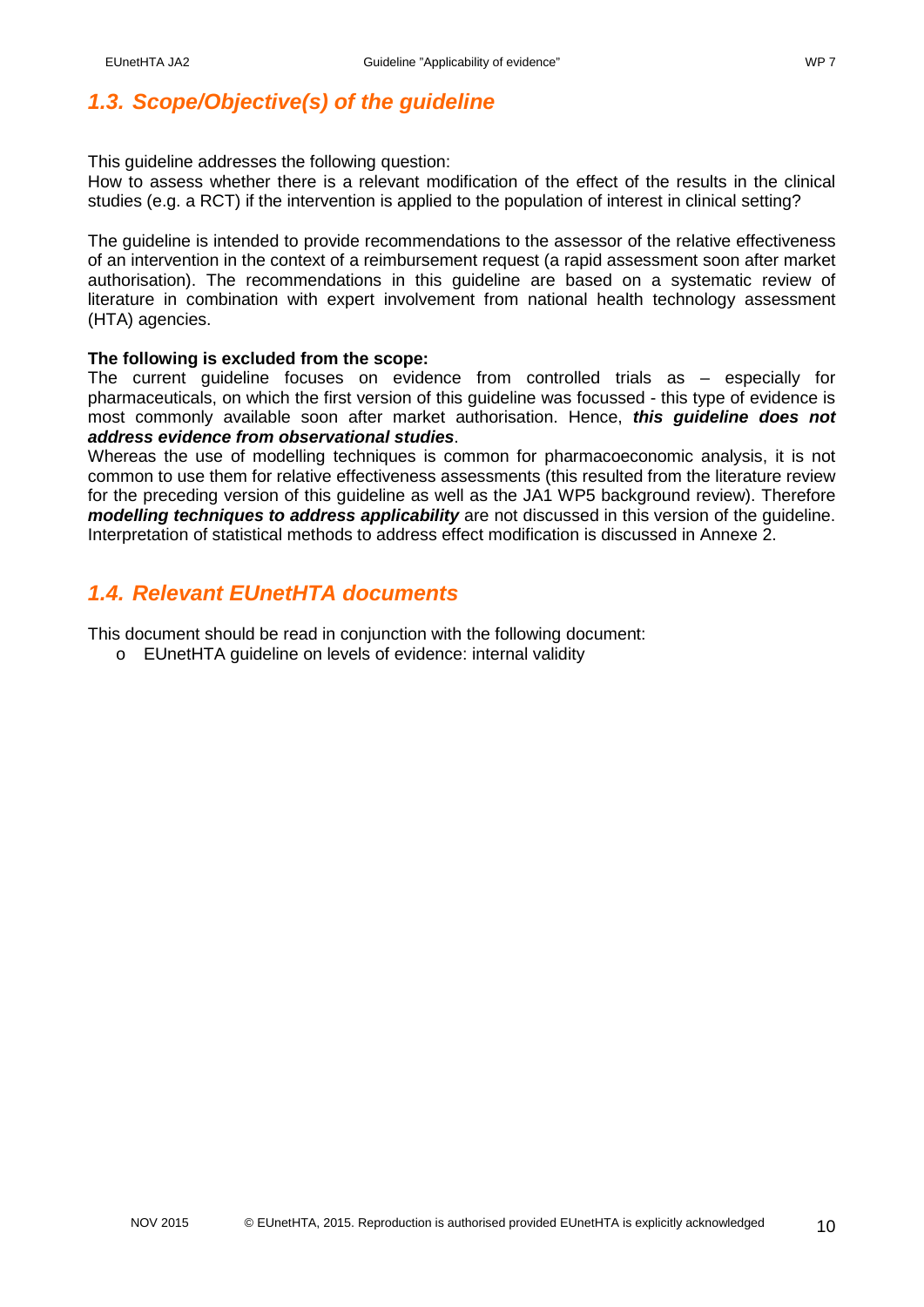## *1.3. Scope/Objective(s) of the guideline*

This guideline addresses the following question:
How to assess whether there is a relevant modification of the effect of the results in the clinical studies (e.g. a RCT) if the intervention is applied to the population of interest in clinical setting?

The guideline is intended to provide recommendations to the assessor of the relative effectiveness of an intervention in the context of a reimbursement request (a rapid assessment soon after market authorisation). The recommendations in this guideline are based on a systematic review of literature in combination with expert involvement from national health technology assessment (HTA) agencies.

**The following is excluded from the scope:**
The current guideline focuses on evidence from controlled trials as – especially for pharmaceuticals, on which the first version of this guideline was focussed - this type of evidence is most commonly available soon after market authorisation. Hence, ***this guideline does not address evidence from observational studies***.
Whereas the use of modelling techniques is common for pharmacoeconomic analysis, it is not common to use them for relative effectiveness assessments (this resulted from the literature review for the preceding version of this guideline as well as the JA1 WP5 background review). Therefore ***modelling techniques to address applicability*** are not discussed in this version of the guideline. Interpretation of statistical methods to address effect modification is discussed in Annexe 2.

## *1.4. Relevant EUnetHTA documents*

This document should be read in conjunction with the following document:

- EUnetHTA guideline on levels of evidence: internal validity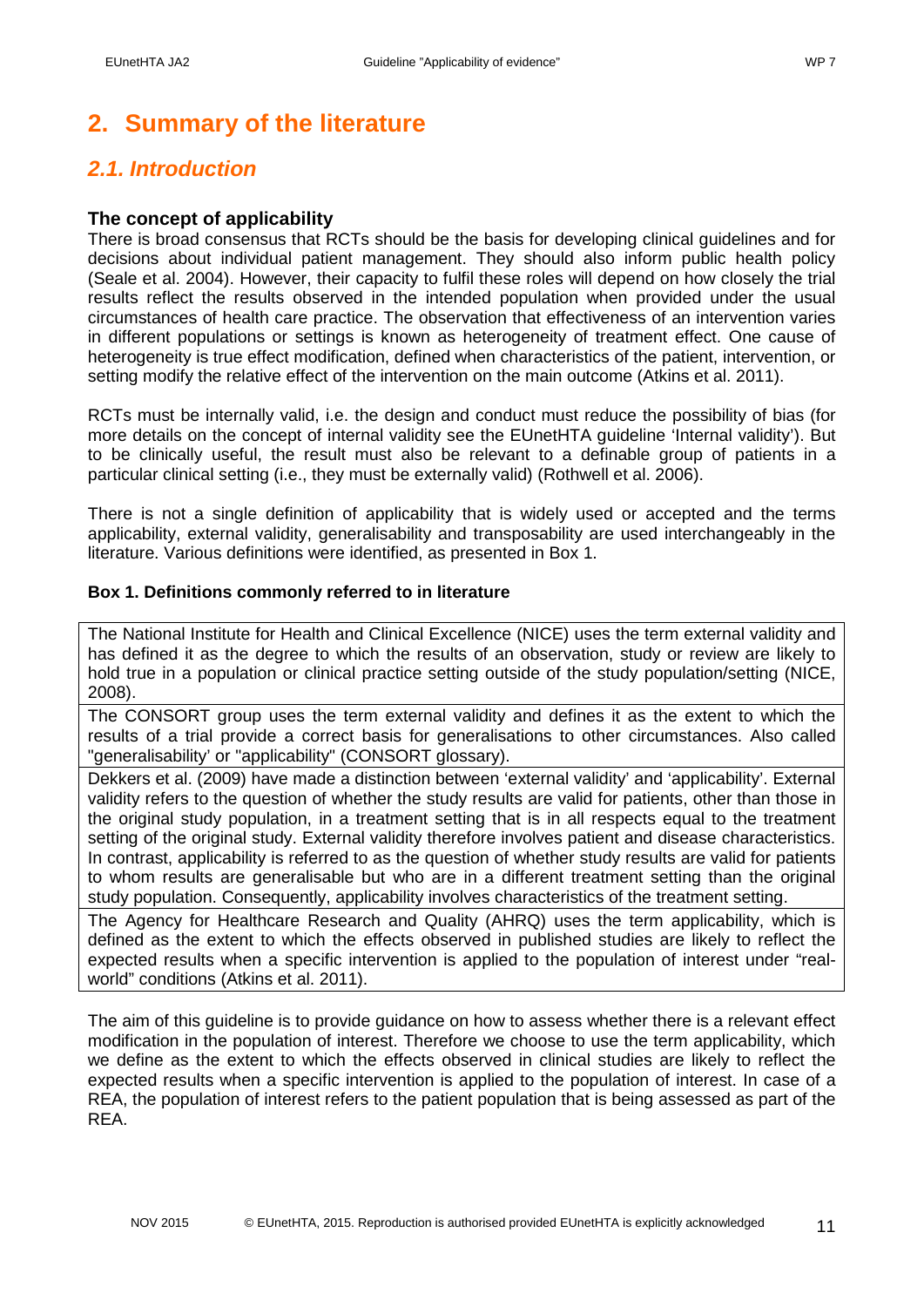# 2. Summary of the literature

## *2.1. Introduction*

### The concept of applicability

There is broad consensus that RCTs should be the basis for developing clinical guidelines and for decisions about individual patient management. They should also inform public health policy (Seale et al. 2004). However, their capacity to fulfil these roles will depend on how closely the trial results reflect the results observed in the intended population when provided under the usual circumstances of health care practice. The observation that effectiveness of an intervention varies in different populations or settings is known as heterogeneity of treatment effect. One cause of heterogeneity is true effect modification, defined when characteristics of the patient, intervention, or setting modify the relative effect of the intervention on the main outcome (Atkins et al. 2011).

RCTs must be internally valid, i.e. the design and conduct must reduce the possibility of bias (for more details on the concept of internal validity see the EUnetHTA guideline 'Internal validity'). But to be clinically useful, the result must also be relevant to a definable group of patients in a particular clinical setting (i.e., they must be externally valid) (Rothwell et al. 2006).

There is not a single definition of applicability that is widely used or accepted and the terms applicability, external validity, generalisability and transposability are used interchangeably in the literature. Various definitions were identified, as presented in Box 1.

**Box 1. Definitions commonly referred to in literature**

| |
|---|
| The National Institute for Health and Clinical Excellence (NICE) uses the term external validity and has defined it as the degree to which the results of an observation, study or review are likely to hold true in a population or clinical practice setting outside of the study population/setting (NICE, 2008). |
| The CONSORT group uses the term external validity and defines it as the extent to which the results of a trial provide a correct basis for generalisations to other circumstances. Also called "generalisability' or "applicability" (CONSORT glossary). |
| Dekkers et al. (2009) have made a distinction between 'external validity' and 'applicability'. External validity refers to the question of whether the study results are valid for patients, other than those in the original study population, in a treatment setting that is in all respects equal to the treatment setting of the original study. External validity therefore involves patient and disease characteristics. In contrast, applicability is referred to as the question of whether study results are valid for patients to whom results are generalisable but who are in a different treatment setting than the original study population. Consequently, applicability involves characteristics of the treatment setting. |
| The Agency for Healthcare Research and Quality (AHRQ) uses the term applicability, which is defined as the extent to which the effects observed in published studies are likely to reflect the expected results when a specific intervention is applied to the population of interest under "real-world" conditions (Atkins et al. 2011). |

The aim of this guideline is to provide guidance on how to assess whether there is a relevant effect modification in the population of interest. Therefore we choose to use the term applicability, which we define as the extent to which the effects observed in clinical studies are likely to reflect the expected results when a specific intervention is applied to the population of interest. In case of a REA, the population of interest refers to the patient population that is being assessed as part of the REA.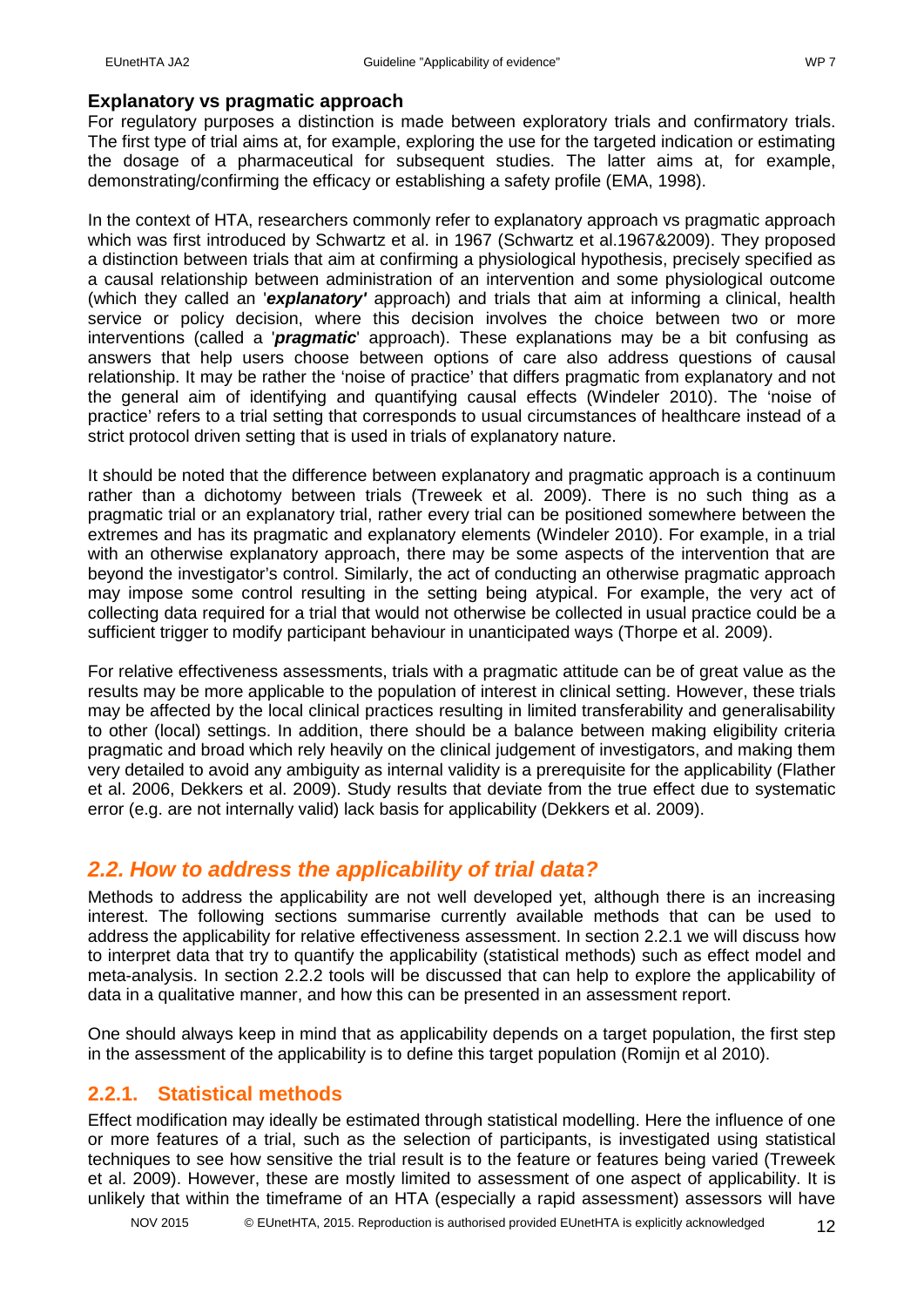**Explanatory vs pragmatic approach**

For regulatory purposes a distinction is made between exploratory trials and confirmatory trials. The first type of trial aims at, for example, exploring the use for the targeted indication or estimating the dosage of a pharmaceutical for subsequent studies. The latter aims at, for example, demonstrating/confirming the efficacy or establishing a safety profile (EMA, 1998).

In the context of HTA, researchers commonly refer to explanatory approach vs pragmatic approach which was first introduced by Schwartz et al. in 1967 (Schwartz et al.1967&2009). They proposed a distinction between trials that aim at confirming a physiological hypothesis, precisely specified as a causal relationship between administration of an intervention and some physiological outcome (which they called an '***explanatory'*** approach) and trials that aim at informing a clinical, health service or policy decision, where this decision involves the choice between two or more interventions (called a '***pragmatic***' approach). These explanations may be a bit confusing as answers that help users choose between options of care also address questions of causal relationship. It may be rather the 'noise of practice' that differs pragmatic from explanatory and not the general aim of identifying and quantifying causal effects (Windeler 2010). The 'noise of practice' refers to a trial setting that corresponds to usual circumstances of healthcare instead of a strict protocol driven setting that is used in trials of explanatory nature.

It should be noted that the difference between explanatory and pragmatic approach is a continuum rather than a dichotomy between trials (Treweek et al. 2009). There is no such thing as a pragmatic trial or an explanatory trial, rather every trial can be positioned somewhere between the extremes and has its pragmatic and explanatory elements (Windeler 2010). For example, in a trial with an otherwise explanatory approach, there may be some aspects of the intervention that are beyond the investigator's control. Similarly, the act of conducting an otherwise pragmatic approach may impose some control resulting in the setting being atypical. For example, the very act of collecting data required for a trial that would not otherwise be collected in usual practice could be a sufficient trigger to modify participant behaviour in unanticipated ways (Thorpe et al. 2009).

For relative effectiveness assessments, trials with a pragmatic attitude can be of great value as the results may be more applicable to the population of interest in clinical setting. However, these trials may be affected by the local clinical practices resulting in limited transferability and generalisability to other (local) settings. In addition, there should be a balance between making eligibility criteria pragmatic and broad which rely heavily on the clinical judgement of investigators, and making them very detailed to avoid any ambiguity as internal validity is a prerequisite for the applicability (Flather et al. 2006, Dekkers et al. 2009). Study results that deviate from the true effect due to systematic error (e.g. are not internally valid) lack basis for applicability (Dekkers et al. 2009).

## *2.2. How to address the applicability of trial data?*

Methods to address the applicability are not well developed yet, although there is an increasing interest. The following sections summarise currently available methods that can be used to address the applicability for relative effectiveness assessment. In section 2.2.1 we will discuss how to interpret data that try to quantify the applicability (statistical methods) such as effect model and meta-analysis. In section 2.2.2 tools will be discussed that can help to explore the applicability of data in a qualitative manner, and how this can be presented in an assessment report.

One should always keep in mind that as applicability depends on a target population, the first step in the assessment of the applicability is to define this target population (Romijn et al 2010).

### 2.2.1. Statistical methods

Effect modification may ideally be estimated through statistical modelling. Here the influence of one or more features of a trial, such as the selection of participants, is investigated using statistical techniques to see how sensitive the trial result is to the feature or features being varied (Treweek et al. 2009). However, these are mostly limited to assessment of one aspect of applicability. It is unlikely that within the timeframe of an HTA (especially a rapid assessment) assessors will have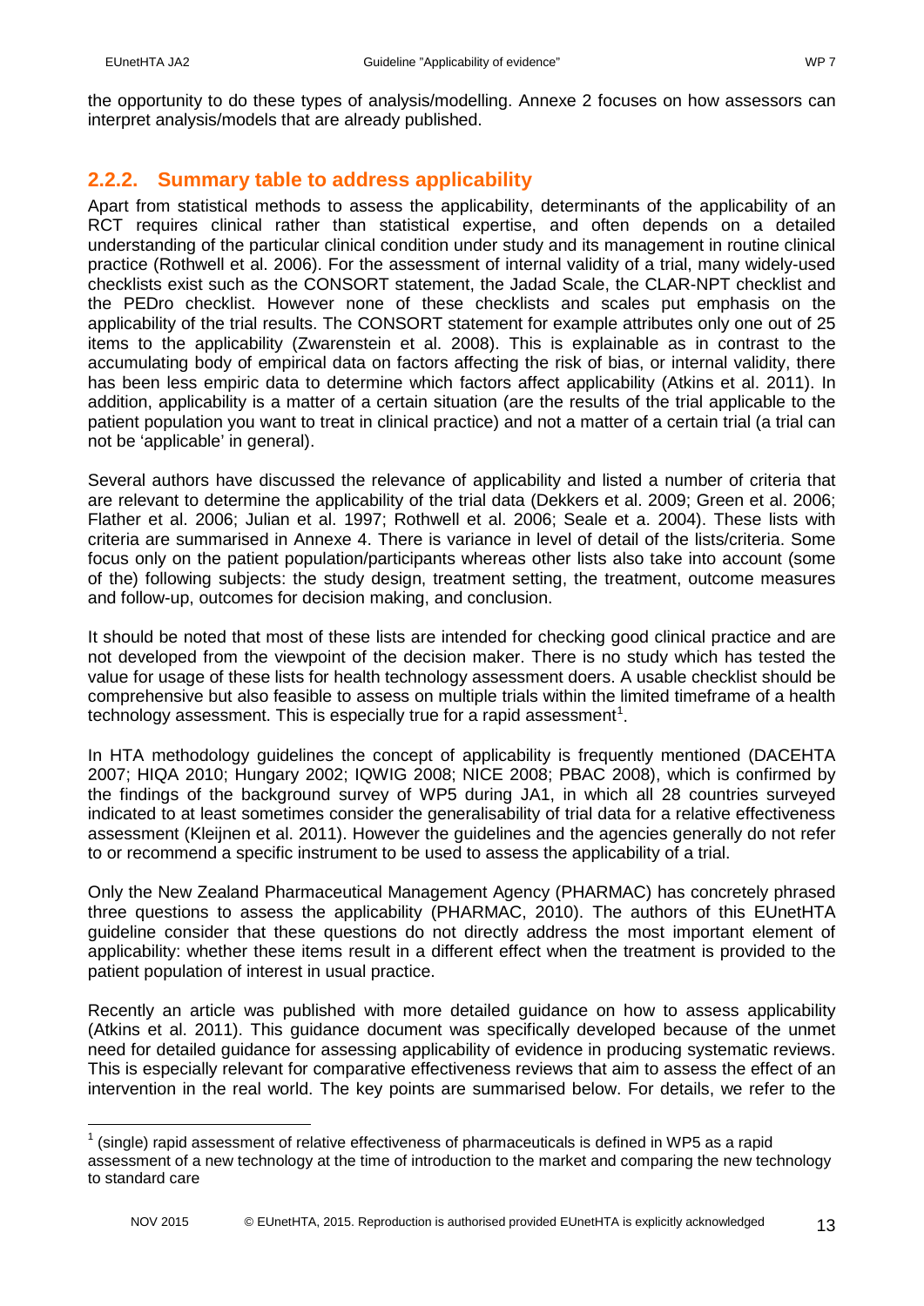the opportunity to do these types of analysis/modelling. Annexe 2 focuses on how assessors can interpret analysis/models that are already published.

### 2.2.2. Summary table to address applicability

Apart from statistical methods to assess the applicability, determinants of the applicability of an RCT requires clinical rather than statistical expertise, and often depends on a detailed understanding of the particular clinical condition under study and its management in routine clinical practice (Rothwell et al. 2006). For the assessment of internal validity of a trial, many widely-used checklists exist such as the CONSORT statement, the Jadad Scale, the CLAR-NPT checklist and the PEDro checklist. However none of these checklists and scales put emphasis on the applicability of the trial results. The CONSORT statement for example attributes only one out of 25 items to the applicability (Zwarenstein et al. 2008). This is explainable as in contrast to the accumulating body of empirical data on factors affecting the risk of bias, or internal validity, there has been less empiric data to determine which factors affect applicability (Atkins et al. 2011). In addition, applicability is a matter of a certain situation (are the results of the trial applicable to the patient population you want to treat in clinical practice) and not a matter of a certain trial (a trial can not be 'applicable' in general).

Several authors have discussed the relevance of applicability and listed a number of criteria that are relevant to determine the applicability of the trial data (Dekkers et al. 2009; Green et al. 2006; Flather et al. 2006; Julian et al. 1997; Rothwell et al. 2006; Seale et a. 2004). These lists with criteria are summarised in Annexe 4. There is variance in level of detail of the lists/criteria. Some focus only on the patient population/participants whereas other lists also take into account (some of the) following subjects: the study design, treatment setting, the treatment, outcome measures and follow-up, outcomes for decision making, and conclusion.

It should be noted that most of these lists are intended for checking good clinical practice and are not developed from the viewpoint of the decision maker. There is no study which has tested the value for usage of these lists for health technology assessment doers. A usable checklist should be comprehensive but also feasible to assess on multiple trials within the limited timeframe of a health technology assessment. This is especially true for a rapid assessment[1].

In HTA methodology guidelines the concept of applicability is frequently mentioned (DACEHTA 2007; HIQA 2010; Hungary 2002; IQWIG 2008; NICE 2008; PBAC 2008), which is confirmed by the findings of the background survey of WP5 during JA1, in which all 28 countries surveyed indicated to at least sometimes consider the generalisability of trial data for a relative effectiveness assessment (Kleijnen et al. 2011). However the guidelines and the agencies generally do not refer to or recommend a specific instrument to be used to assess the applicability of a trial.

Only the New Zealand Pharmaceutical Management Agency (PHARMAC) has concretely phrased three questions to assess the applicability (PHARMAC, 2010). The authors of this EUnetHTA guideline consider that these questions do not directly address the most important element of applicability: whether these items result in a different effect when the treatment is provided to the patient population of interest in usual practice.

Recently an article was published with more detailed guidance on how to assess applicability (Atkins et al. 2011). This guidance document was specifically developed because of the unmet need for detailed guidance for assessing applicability of evidence in producing systematic reviews. This is especially relevant for comparative effectiveness reviews that aim to assess the effect of an intervention in the real world. The key points are summarised below. For details, we refer to the

[1] (single) rapid assessment of relative effectiveness of pharmaceuticals is defined in WP5 as a rapid assessment of a new technology at the time of introduction to the market and comparing the new technology to standard care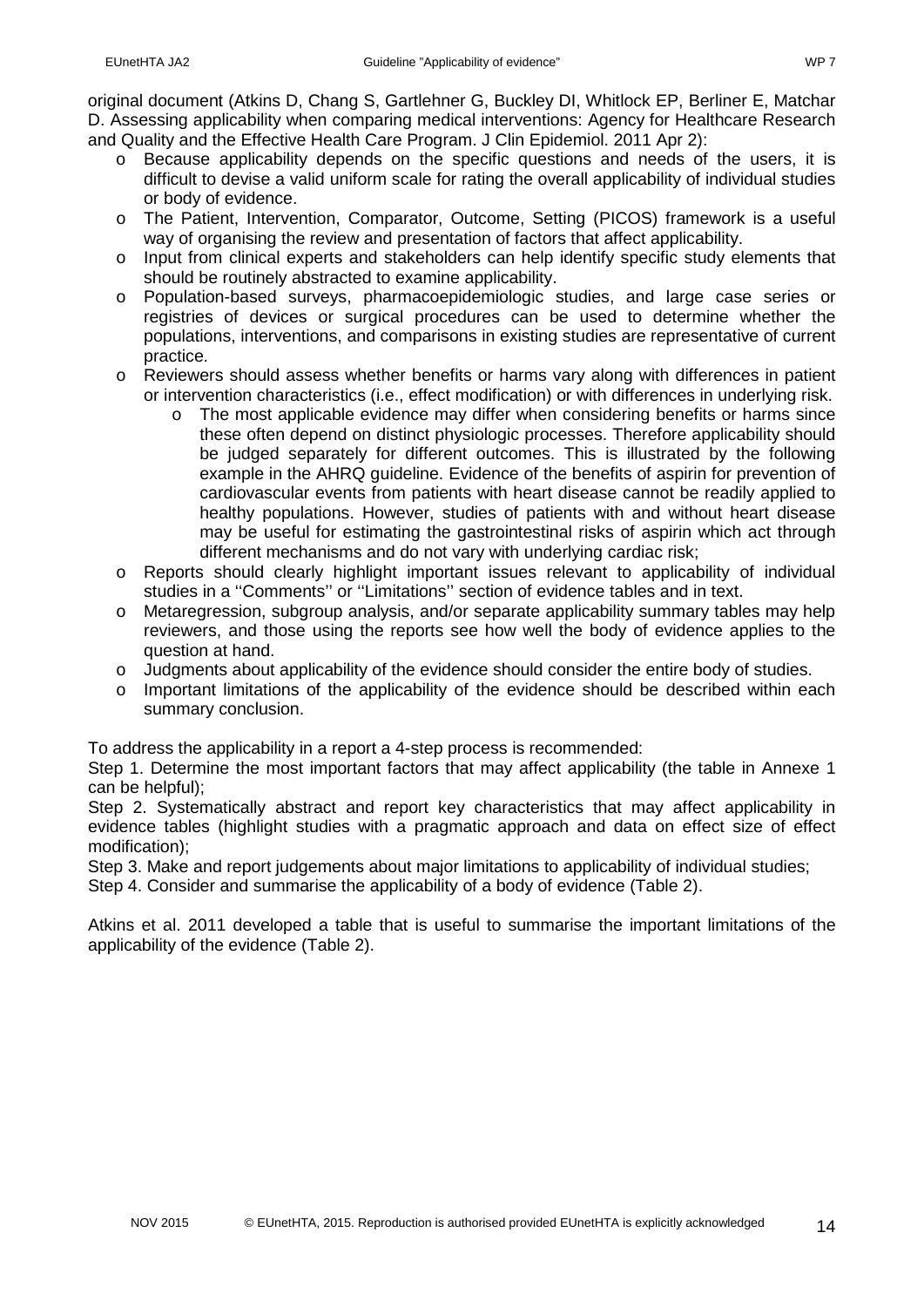original document (Atkins D, Chang S, Gartlehner G, Buckley DI, Whitlock EP, Berliner E, Matchar D. Assessing applicability when comparing medical interventions: Agency for Healthcare Research and Quality and the Effective Health Care Program. J Clin Epidemiol. 2011 Apr 2):

- Because applicability depends on the specific questions and needs of the users, it is difficult to devise a valid uniform scale for rating the overall applicability of individual studies or body of evidence.
- The Patient, Intervention, Comparator, Outcome, Setting (PICOS) framework is a useful way of organising the review and presentation of factors that affect applicability.
- Input from clinical experts and stakeholders can help identify specific study elements that should be routinely abstracted to examine applicability.
- Population-based surveys, pharmacoepidemiologic studies, and large case series or registries of devices or surgical procedures can be used to determine whether the populations, interventions, and comparisons in existing studies are representative of current practice.
- Reviewers should assess whether benefits or harms vary along with differences in patient or intervention characteristics (i.e., effect modification) or with differences in underlying risk.
  - The most applicable evidence may differ when considering benefits or harms since these often depend on distinct physiologic processes. Therefore applicability should be judged separately for different outcomes. This is illustrated by the following example in the AHRQ guideline. Evidence of the benefits of aspirin for prevention of cardiovascular events from patients with heart disease cannot be readily applied to healthy populations. However, studies of patients with and without heart disease may be useful for estimating the gastrointestinal risks of aspirin which act through different mechanisms and do not vary with underlying cardiac risk;
- Reports should clearly highlight important issues relevant to applicability of individual studies in a ''Comments'' or ''Limitations'' section of evidence tables and in text.
- Metaregression, subgroup analysis, and/or separate applicability summary tables may help reviewers, and those using the reports see how well the body of evidence applies to the question at hand.
- Judgments about applicability of the evidence should consider the entire body of studies.
- Important limitations of the applicability of the evidence should be described within each summary conclusion.

To address the applicability in a report a 4-step process is recommended:

Step 1. Determine the most important factors that may affect applicability (the table in Annexe 1 can be helpful);

Step 2. Systematically abstract and report key characteristics that may affect applicability in evidence tables (highlight studies with a pragmatic approach and data on effect size of effect modification);

Step 3. Make and report judgements about major limitations to applicability of individual studies;

Step 4. Consider and summarise the applicability of a body of evidence (Table 2).

Atkins et al. 2011 developed a table that is useful to summarise the important limitations of the applicability of the evidence (Table 2).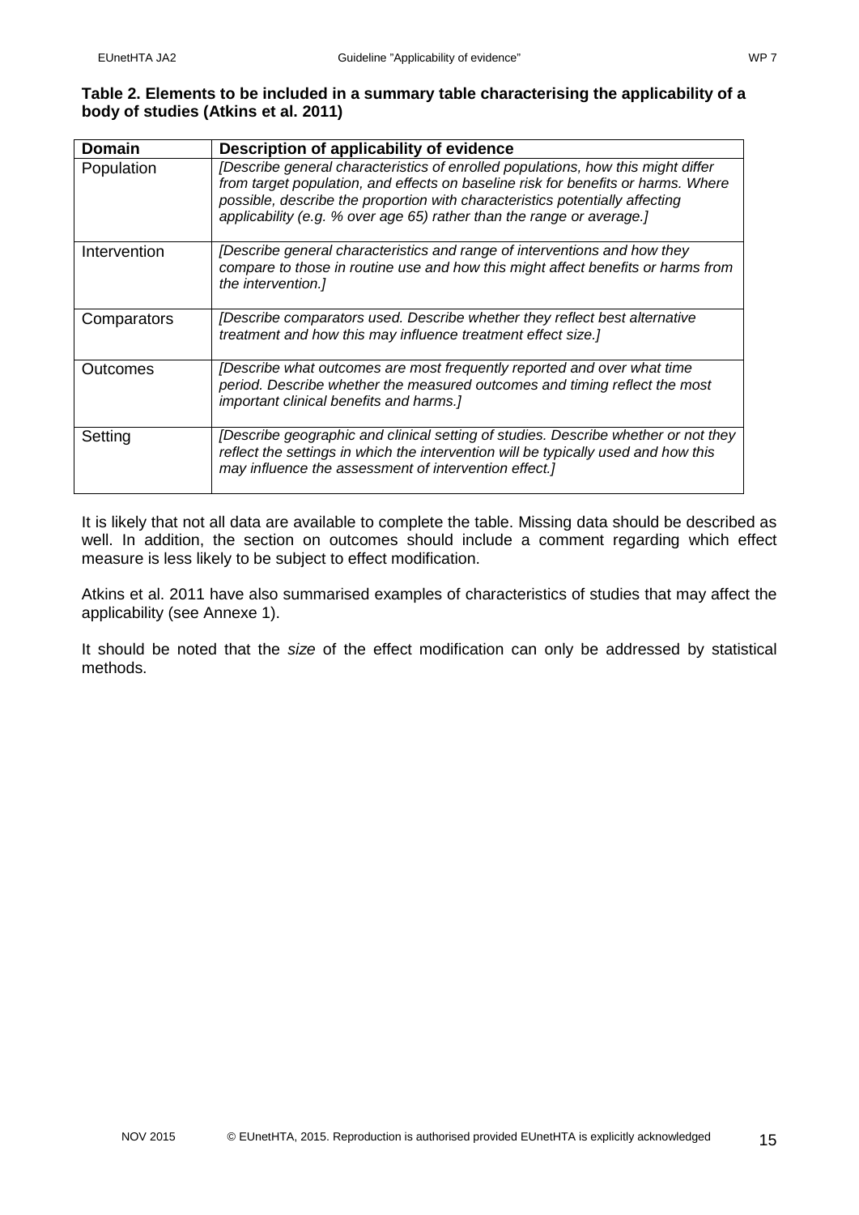**Table 2. Elements to be included in a summary table characterising the applicability of a body of studies (Atkins et al. 2011)**

| Domain | Description of applicability of evidence |
|---|---|
| Population | *[Describe general characteristics of enrolled populations, how this might differ from target population, and effects on baseline risk for benefits or harms. Where possible, describe the proportion with characteristics potentially affecting applicability (e.g. % over age 65) rather than the range or average.]* |
| Intervention | *[Describe general characteristics and range of interventions and how they compare to those in routine use and how this might affect benefits or harms from the intervention.]* |
| Comparators | *[Describe comparators used. Describe whether they reflect best alternative treatment and how this may influence treatment effect size.]* |
| Outcomes | *[Describe what outcomes are most frequently reported and over what time period. Describe whether the measured outcomes and timing reflect the most important clinical benefits and harms.]* |
| Setting | *[Describe geographic and clinical setting of studies. Describe whether or not they reflect the settings in which the intervention will be typically used and how this may influence the assessment of intervention effect.]* |

It is likely that not all data are available to complete the table. Missing data should be described as well. In addition, the section on outcomes should include a comment regarding which effect measure is less likely to be subject to effect modification.

Atkins et al. 2011 have also summarised examples of characteristics of studies that may affect the applicability (see Annexe 1).

It should be noted that the *size* of the effect modification can only be addressed by statistical methods.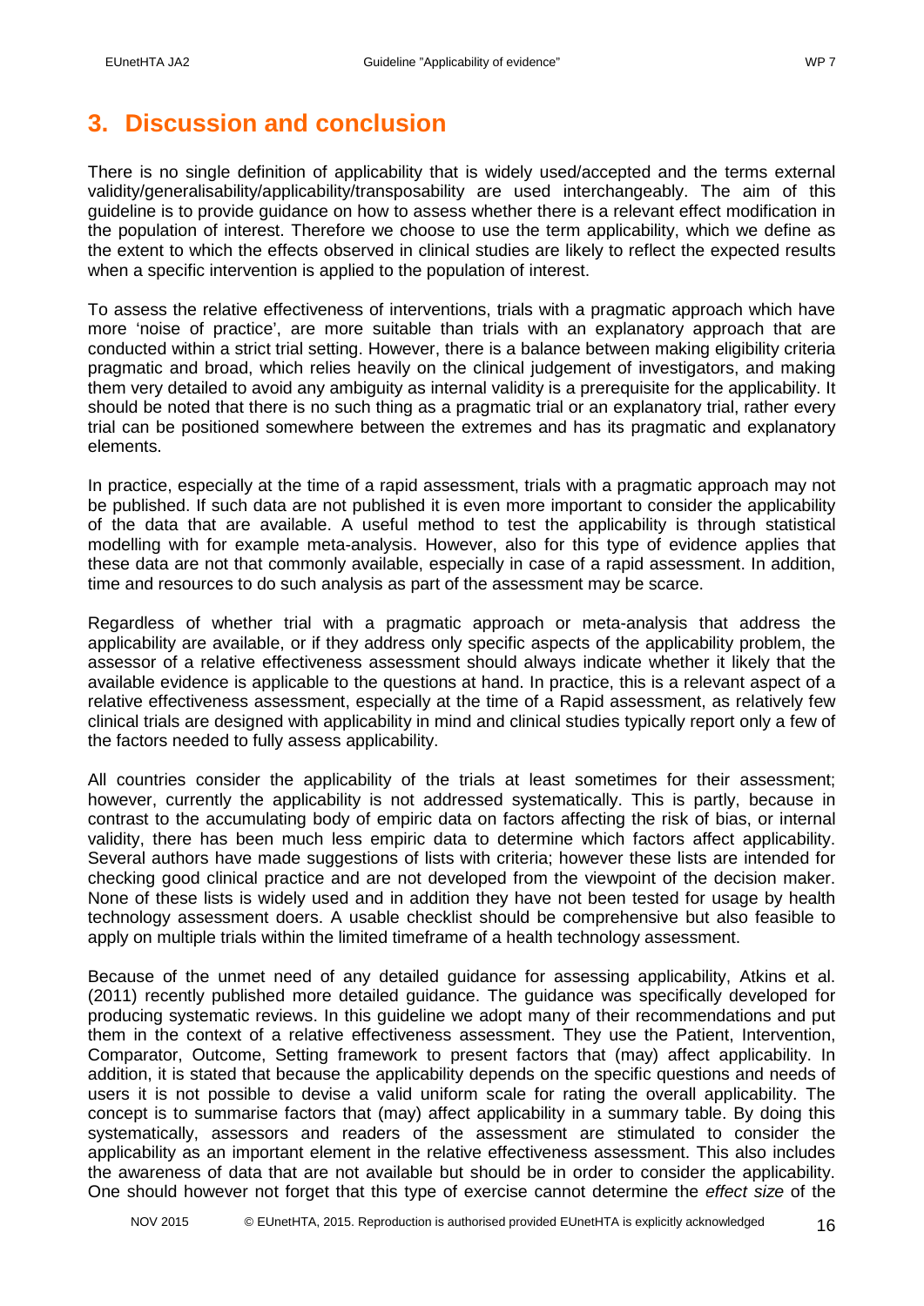# 3. Discussion and conclusion

There is no single definition of applicability that is widely used/accepted and the terms external validity/generalisability/applicability/transposability are used interchangeably. The aim of this guideline is to provide guidance on how to assess whether there is a relevant effect modification in the population of interest. Therefore we choose to use the term applicability, which we define as the extent to which the effects observed in clinical studies are likely to reflect the expected results when a specific intervention is applied to the population of interest.

To assess the relative effectiveness of interventions, trials with a pragmatic approach which have more 'noise of practice', are more suitable than trials with an explanatory approach that are conducted within a strict trial setting. However, there is a balance between making eligibility criteria pragmatic and broad, which relies heavily on the clinical judgement of investigators, and making them very detailed to avoid any ambiguity as internal validity is a prerequisite for the applicability. It should be noted that there is no such thing as a pragmatic trial or an explanatory trial, rather every trial can be positioned somewhere between the extremes and has its pragmatic and explanatory elements.

In practice, especially at the time of a rapid assessment, trials with a pragmatic approach may not be published. If such data are not published it is even more important to consider the applicability of the data that are available. A useful method to test the applicability is through statistical modelling with for example meta-analysis. However, also for this type of evidence applies that these data are not that commonly available, especially in case of a rapid assessment. In addition, time and resources to do such analysis as part of the assessment may be scarce.

Regardless of whether trial with a pragmatic approach or meta-analysis that address the applicability are available, or if they address only specific aspects of the applicability problem, the assessor of a relative effectiveness assessment should always indicate whether it likely that the available evidence is applicable to the questions at hand. In practice, this is a relevant aspect of a relative effectiveness assessment, especially at the time of a Rapid assessment, as relatively few clinical trials are designed with applicability in mind and clinical studies typically report only a few of the factors needed to fully assess applicability.

All countries consider the applicability of the trials at least sometimes for their assessment; however, currently the applicability is not addressed systematically. This is partly, because in contrast to the accumulating body of empiric data on factors affecting the risk of bias, or internal validity, there has been much less empiric data to determine which factors affect applicability. Several authors have made suggestions of lists with criteria; however these lists are intended for checking good clinical practice and are not developed from the viewpoint of the decision maker. None of these lists is widely used and in addition they have not been tested for usage by health technology assessment doers. A usable checklist should be comprehensive but also feasible to apply on multiple trials within the limited timeframe of a health technology assessment.

Because of the unmet need of any detailed guidance for assessing applicability, Atkins et al. (2011) recently published more detailed guidance. The guidance was specifically developed for producing systematic reviews. In this guideline we adopt many of their recommendations and put them in the context of a relative effectiveness assessment. They use the Patient, Intervention, Comparator, Outcome, Setting framework to present factors that (may) affect applicability. In addition, it is stated that because the applicability depends on the specific questions and needs of users it is not possible to devise a valid uniform scale for rating the overall applicability. The concept is to summarise factors that (may) affect applicability in a summary table. By doing this systematically, assessors and readers of the assessment are stimulated to consider the applicability as an important element in the relative effectiveness assessment. This also includes the awareness of data that are not available but should be in order to consider the applicability. One should however not forget that this type of exercise cannot determine the *effect size* of the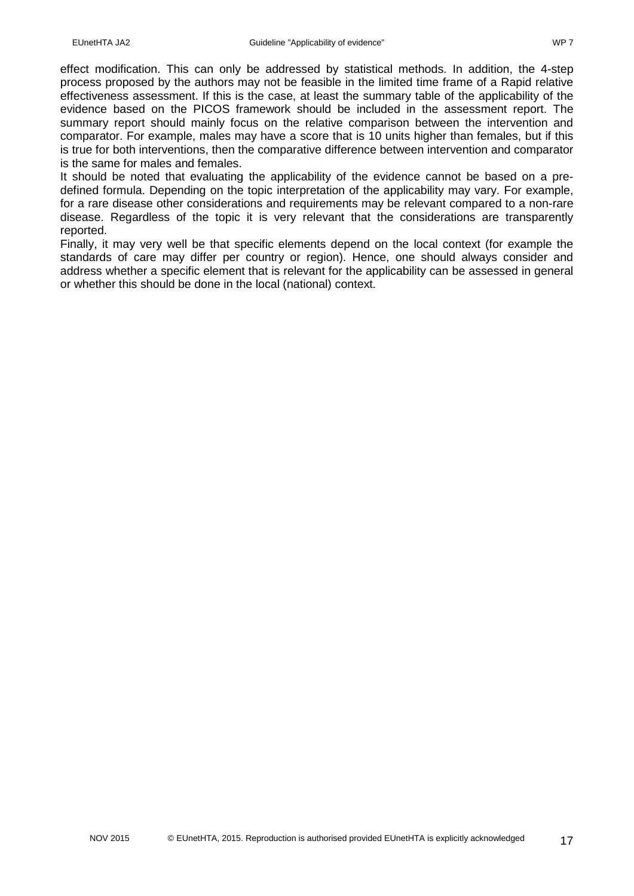effect modification. This can only be addressed by statistical methods. In addition, the 4-step process proposed by the authors may not be feasible in the limited time frame of a Rapid relative effectiveness assessment. If this is the case, at least the summary table of the applicability of the evidence based on the PICOS framework should be included in the assessment report. The summary report should mainly focus on the relative comparison between the intervention and comparator. For example, males may have a score that is 10 units higher than females, but if this is true for both interventions, then the comparative difference between intervention and comparator is the same for males and females.

It should be noted that evaluating the applicability of the evidence cannot be based on a pre-defined formula. Depending on the topic interpretation of the applicability may vary. For example, for a rare disease other considerations and requirements may be relevant compared to a non-rare disease. Regardless of the topic it is very relevant that the considerations are transparently reported.

Finally, it may very well be that specific elements depend on the local context (for example the standards of care may differ per country or region). Hence, one should always consider and address whether a specific element that is relevant for the applicability can be assessed in general or whether this should be done in the local (national) context.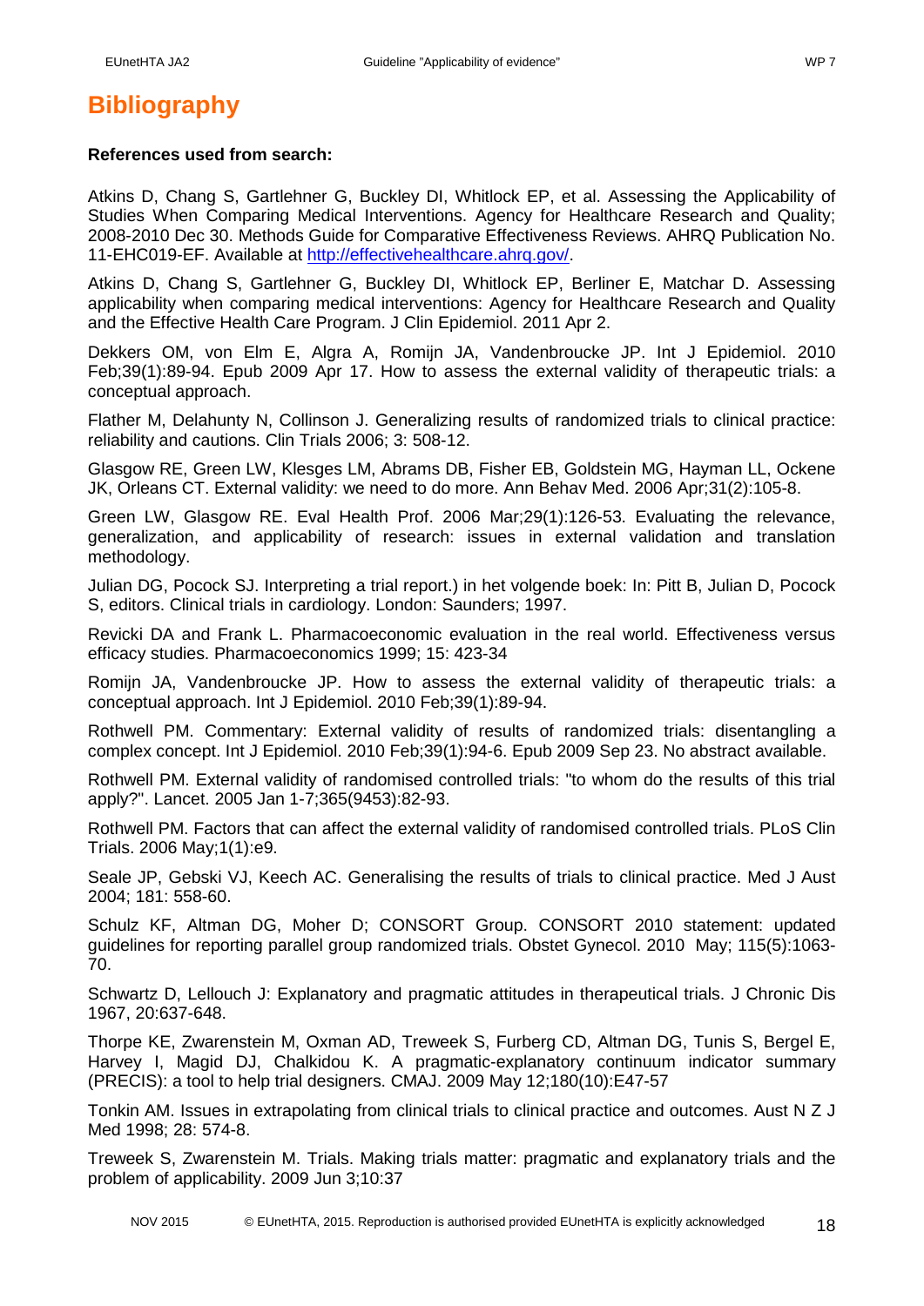# Bibliography

**References used from search:**

Atkins D, Chang S, Gartlehner G, Buckley DI, Whitlock EP, et al. Assessing the Applicability of Studies When Comparing Medical Interventions. Agency for Healthcare Research and Quality; 2008-2010 Dec 30. Methods Guide for Comparative Effectiveness Reviews. AHRQ Publication No. 11-EHC019-EF. Available at [http://effectivehealthcare.ahrq.gov/](http://effectivehealthcare.ahrq.gov/).

Atkins D, Chang S, Gartlehner G, Buckley DI, Whitlock EP, Berliner E, Matchar D. Assessing applicability when comparing medical interventions: Agency for Healthcare Research and Quality and the Effective Health Care Program. J Clin Epidemiol. 2011 Apr 2.

Dekkers OM, von Elm E, Algra A, Romijn JA, Vandenbroucke JP. Int J Epidemiol. 2010 Feb;39(1):89-94. Epub 2009 Apr 17. How to assess the external validity of therapeutic trials: a conceptual approach.

Flather M, Delahunty N, Collinson J. Generalizing results of randomized trials to clinical practice: reliability and cautions. Clin Trials 2006; 3: 508-12.

Glasgow RE, Green LW, Klesges LM, Abrams DB, Fisher EB, Goldstein MG, Hayman LL, Ockene JK, Orleans CT. External validity: we need to do more. Ann Behav Med. 2006 Apr;31(2):105-8.

Green LW, Glasgow RE. Eval Health Prof. 2006 Mar;29(1):126-53. Evaluating the relevance, generalization, and applicability of research: issues in external validation and translation methodology.

Julian DG, Pocock SJ. Interpreting a trial report.) in het volgende boek: In: Pitt B, Julian D, Pocock S, editors. Clinical trials in cardiology. London: Saunders; 1997.

Revicki DA and Frank L. Pharmacoeconomic evaluation in the real world. Effectiveness versus efficacy studies. Pharmacoeconomics 1999; 15: 423-34

Romijn JA, Vandenbroucke JP. How to assess the external validity of therapeutic trials: a conceptual approach. Int J Epidemiol. 2010 Feb;39(1):89-94.

Rothwell PM. Commentary: External validity of results of randomized trials: disentangling a complex concept. Int J Epidemiol. 2010 Feb;39(1):94-6. Epub 2009 Sep 23. No abstract available.

Rothwell PM. External validity of randomised controlled trials: "to whom do the results of this trial apply?". Lancet. 2005 Jan 1-7;365(9453):82-93.

Rothwell PM. Factors that can affect the external validity of randomised controlled trials. PLoS Clin Trials. 2006 May;1(1):e9.

Seale JP, Gebski VJ, Keech AC. Generalising the results of trials to clinical practice. Med J Aust 2004; 181: 558-60.

Schulz KF, Altman DG, Moher D; CONSORT Group. CONSORT 2010 statement: updated guidelines for reporting parallel group randomized trials. Obstet Gynecol. 2010 May; 115(5):1063-70.

Schwartz D, Lellouch J: Explanatory and pragmatic attitudes in therapeutical trials. J Chronic Dis 1967, 20:637-648.

Thorpe KE, Zwarenstein M, Oxman AD, Treweek S, Furberg CD, Altman DG, Tunis S, Bergel E, Harvey I, Magid DJ, Chalkidou K. A pragmatic-explanatory continuum indicator summary (PRECIS): a tool to help trial designers. CMAJ. 2009 May 12;180(10):E47-57

Tonkin AM. Issues in extrapolating from clinical trials to clinical practice and outcomes. Aust N Z J Med 1998; 28: 574-8.

Treweek S, Zwarenstein M. Trials. Making trials matter: pragmatic and explanatory trials and the problem of applicability. 2009 Jun 3;10:37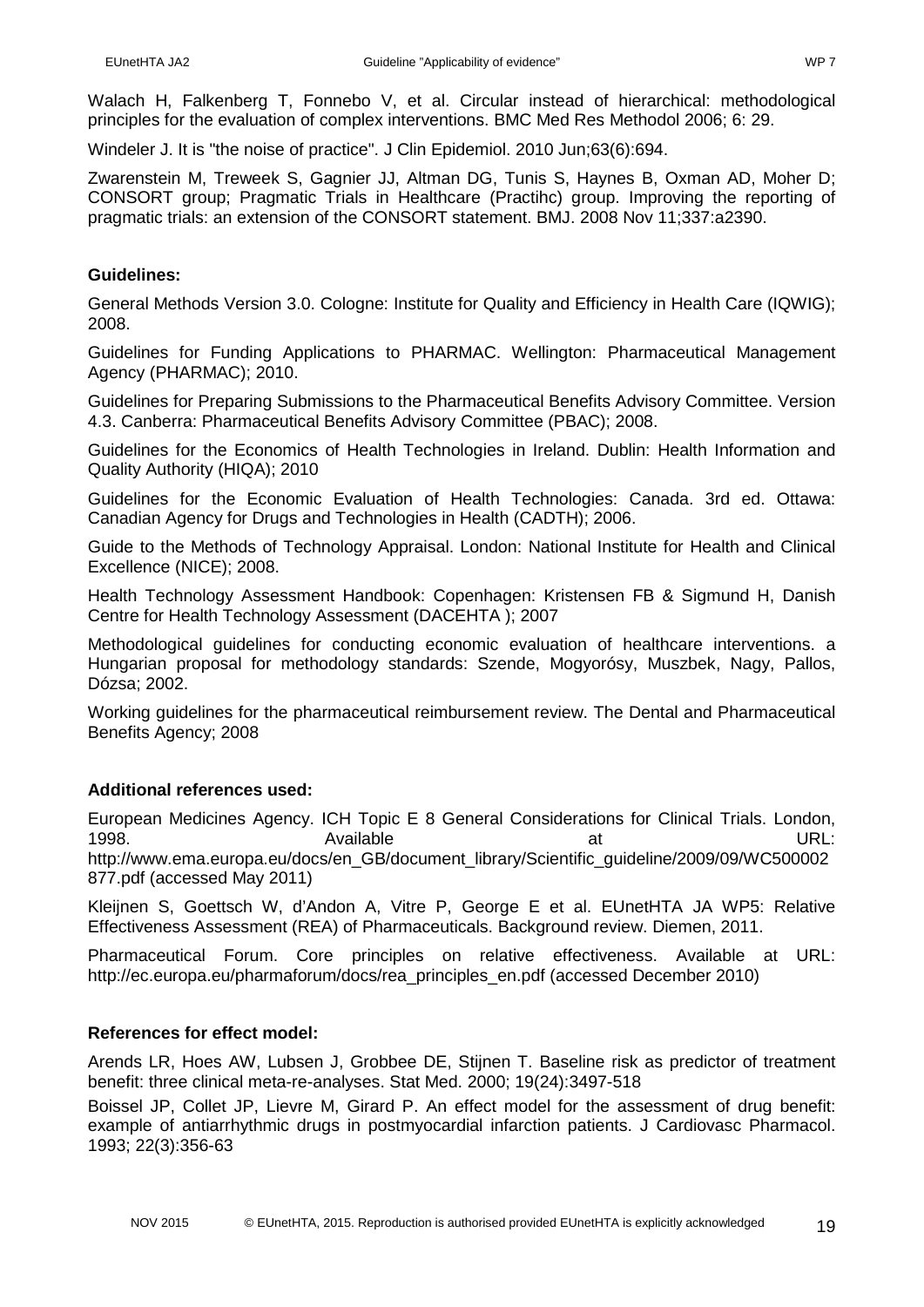Walach H, Falkenberg T, Fonnebo V, et al. Circular instead of hierarchical: methodological principles for the evaluation of complex interventions. BMC Med Res Methodol 2006; 6: 29.

Windeler J. It is "the noise of practice". J Clin Epidemiol. 2010 Jun;63(6):694.

Zwarenstein M, Treweek S, Gagnier JJ, Altman DG, Tunis S, Haynes B, Oxman AD, Moher D; CONSORT group; Pragmatic Trials in Healthcare (Practihc) group. Improving the reporting of pragmatic trials: an extension of the CONSORT statement. BMJ. 2008 Nov 11;337:a2390.

**Guidelines:**

General Methods Version 3.0. Cologne: Institute for Quality and Efficiency in Health Care (IQWIG); 2008.

Guidelines for Funding Applications to PHARMAC. Wellington: Pharmaceutical Management Agency (PHARMAC); 2010.

Guidelines for Preparing Submissions to the Pharmaceutical Benefits Advisory Committee. Version 4.3. Canberra: Pharmaceutical Benefits Advisory Committee (PBAC); 2008.

Guidelines for the Economics of Health Technologies in Ireland. Dublin: Health Information and Quality Authority (HIQA); 2010

Guidelines for the Economic Evaluation of Health Technologies: Canada. 3rd ed. Ottawa: Canadian Agency for Drugs and Technologies in Health (CADTH); 2006.

Guide to the Methods of Technology Appraisal. London: National Institute for Health and Clinical Excellence (NICE); 2008.

Health Technology Assessment Handbook: Copenhagen: Kristensen FB & Sigmund H, Danish Centre for Health Technology Assessment (DACEHTA ); 2007

Methodological guidelines for conducting economic evaluation of healthcare interventions. a Hungarian proposal for methodology standards: Szende, Mogyorósy, Muszbek, Nagy, Pallos, Dózsa; 2002.

Working guidelines for the pharmaceutical reimbursement review. The Dental and Pharmaceutical Benefits Agency; 2008

**Additional references used:**

European Medicines Agency. ICH Topic E 8 General Considerations for Clinical Trials. London, 1998. Available at URL: http://www.ema.europa.eu/docs/en_GB/document_library/Scientific_guideline/2009/09/WC500002877.pdf (accessed May 2011)

Kleijnen S, Goettsch W, d'Andon A, Vitre P, George E et al. EUnetHTA JA WP5: Relative Effectiveness Assessment (REA) of Pharmaceuticals. Background review. Diemen, 2011.

Pharmaceutical Forum. Core principles on relative effectiveness. Available at URL: http://ec.europa.eu/pharmaforum/docs/rea_principles_en.pdf (accessed December 2010)

**References for effect model:**

Arends LR, Hoes AW, Lubsen J, Grobbee DE, Stijnen T. Baseline risk as predictor of treatment benefit: three clinical meta-re-analyses. Stat Med. 2000; 19(24):3497-518

Boissel JP, Collet JP, Lievre M, Girard P. An effect model for the assessment of drug benefit: example of antiarrhythmic drugs in postmyocardial infarction patients. J Cardiovasc Pharmacol. 1993; 22(3):356-63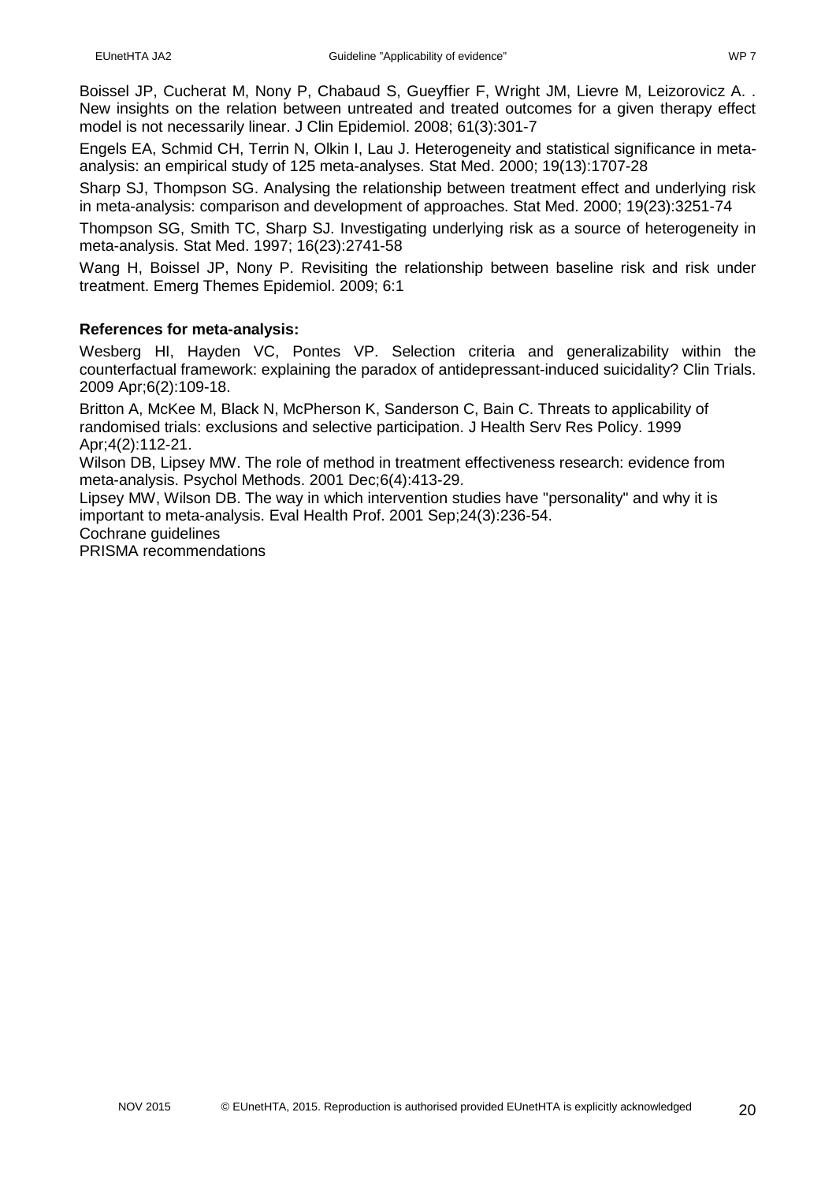Boissel JP, Cucherat M, Nony P, Chabaud S, Gueyffier F, Wright JM, Lievre M, Leizorovicz A. . New insights on the relation between untreated and treated outcomes for a given therapy effect model is not necessarily linear. J Clin Epidemiol. 2008; 61(3):301-7

Engels EA, Schmid CH, Terrin N, Olkin I, Lau J. Heterogeneity and statistical significance in meta-analysis: an empirical study of 125 meta-analyses. Stat Med. 2000; 19(13):1707-28

Sharp SJ, Thompson SG. Analysing the relationship between treatment effect and underlying risk in meta-analysis: comparison and development of approaches. Stat Med. 2000; 19(23):3251-74

Thompson SG, Smith TC, Sharp SJ. Investigating underlying risk as a source of heterogeneity in meta-analysis. Stat Med. 1997; 16(23):2741-58

Wang H, Boissel JP, Nony P. Revisiting the relationship between baseline risk and risk under treatment. Emerg Themes Epidemiol. 2009; 6:1

**References for meta-analysis:**

Wesberg HI, Hayden VC, Pontes VP. Selection criteria and generalizability within the counterfactual framework: explaining the paradox of antidepressant-induced suicidality? Clin Trials. 2009 Apr;6(2):109-18.

Britton A, McKee M, Black N, McPherson K, Sanderson C, Bain C. Threats to applicability of randomised trials: exclusions and selective participation. J Health Serv Res Policy. 1999 Apr;4(2):112-21.

Wilson DB, Lipsey MW. The role of method in treatment effectiveness research: evidence from meta-analysis. Psychol Methods. 2001 Dec;6(4):413-29.

Lipsey MW, Wilson DB. The way in which intervention studies have "personality" and why it is important to meta-analysis. Eval Health Prof. 2001 Sep;24(3):236-54.

Cochrane guidelines

PRISMA recommendations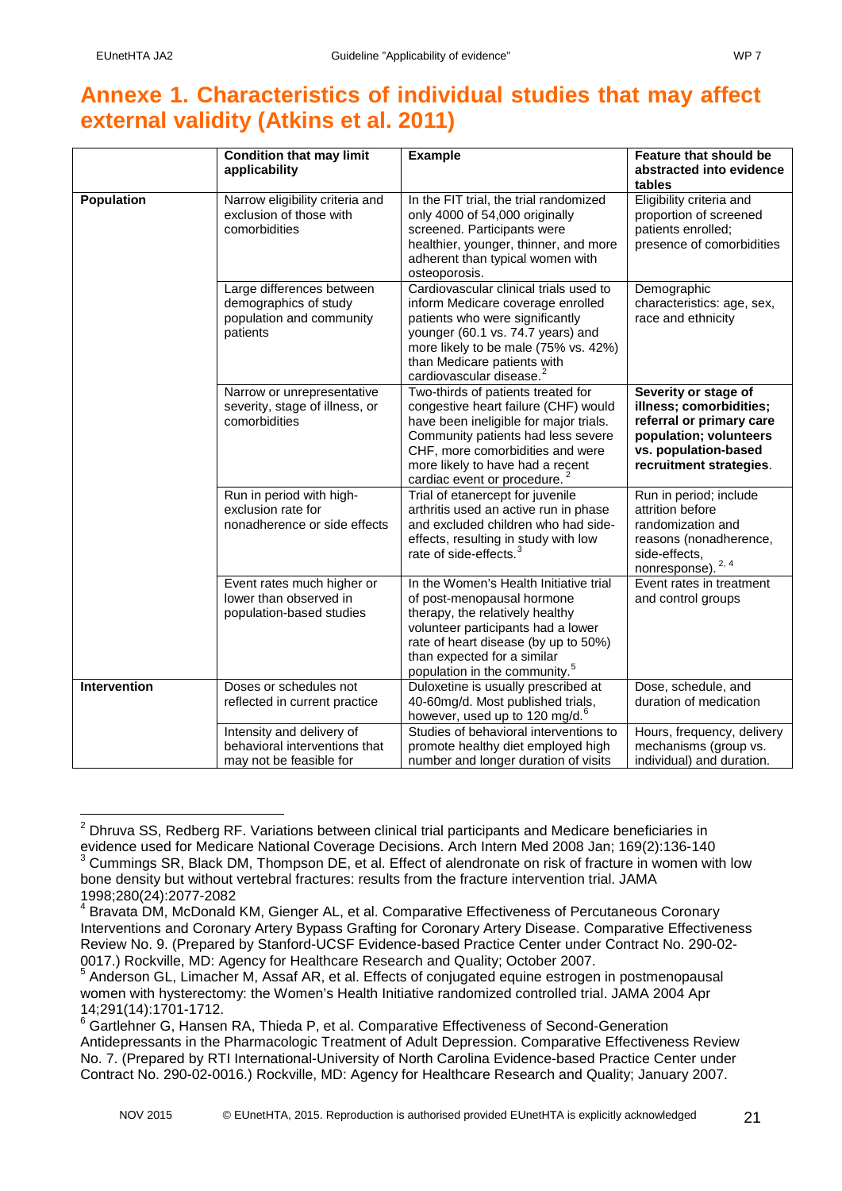# Annexe 1. Characteristics of individual studies that may affect external validity (Atkins et al. 2011)

| | Condition that may limit applicability | Example | Feature that should be abstracted into evidence tables |
|---|---|---|---|
| **Population** | Narrow eligibility criteria and exclusion of those with comorbidities | In the FIT trial, the trial randomized only 4000 of 54,000 originally screened. Participants were healthier, younger, thinner, and more adherent than typical women with osteoporosis. | Eligibility criteria and proportion of screened patients enrolled; presence of comorbidities |
| | Large differences between demographics of study population and community patients | Cardiovascular clinical trials used to inform Medicare coverage enrolled patients who were significantly younger (60.1 vs. 74.7 years) and more likely to be male (75% vs. 42%) than Medicare patients with cardiovascular disease.[2] | Demographic characteristics: age, sex, race and ethnicity |
| | Narrow or unrepresentative severity, stage of illness, or comorbidities | Two-thirds of patients treated for congestive heart failure (CHF) would have been ineligible for major trials. Community patients had less severe CHF, more comorbidities and were more likely to have had a recent cardiac event or procedure.[2] | **Severity or stage of illness; comorbidities; referral or primary care population; volunteers vs. population-based recruitment strategies**. |
| | Run in period with high-exclusion rate for nonadherence or side effects | Trial of etanercept for juvenile arthritis used an active run in phase and excluded children who had side-effects, resulting in study with low rate of side-effects.[3] | Run in period; include attrition before randomization and reasons (nonadherence, side-effects, nonresponse).[2, 4] |
| | Event rates much higher or lower than observed in population-based studies | In the Women's Health Initiative trial of post-menopausal hormone therapy, the relatively healthy volunteer participants had a lower rate of heart disease (by up to 50%) than expected for a similar population in the community.[5] | Event rates in treatment and control groups |
| **Intervention** | Doses or schedules not reflected in current practice | Duloxetine is usually prescribed at 40-60mg/d. Most published trials, however, used up to 120 mg/d.[6] | Dose, schedule, and duration of medication |
| | Intensity and delivery of behavioral interventions that may not be feasible for | Studies of behavioral interventions to promote healthy diet employed high number and longer duration of visits | Hours, frequency, delivery mechanisms (group vs. individual) and duration. |

---

[2] Dhruva SS, Redberg RF. Variations between clinical trial participants and Medicare beneficiaries in evidence used for Medicare National Coverage Decisions. Arch Intern Med 2008 Jan; 169(2):136-140

[3] Cummings SR, Black DM, Thompson DE, et al. Effect of alendronate on risk of fracture in women with low bone density but without vertebral fractures: results from the fracture intervention trial. JAMA 1998;280(24):2077-2082

[4] Bravata DM, McDonald KM, Gienger AL, et al. Comparative Effectiveness of Percutaneous Coronary Interventions and Coronary Artery Bypass Grafting for Coronary Artery Disease. Comparative Effectiveness Review No. 9. (Prepared by Stanford-UCSF Evidence-based Practice Center under Contract No. 290-02-0017.) Rockville, MD: Agency for Healthcare Research and Quality; October 2007.

[5] Anderson GL, Limacher M, Assaf AR, et al. Effects of conjugated equine estrogen in postmenopausal women with hysterectomy: the Women's Health Initiative randomized controlled trial. JAMA 2004 Apr 14;291(14):1701-1712.

[6] Gartlehner G, Hansen RA, Thieda P, et al. Comparative Effectiveness of Second-Generation Antidepressants in the Pharmacologic Treatment of Adult Depression. Comparative Effectiveness Review No. 7. (Prepared by RTI International-University of North Carolina Evidence-based Practice Center under Contract No. 290-02-0016.) Rockville, MD: Agency for Healthcare Research and Quality; January 2007.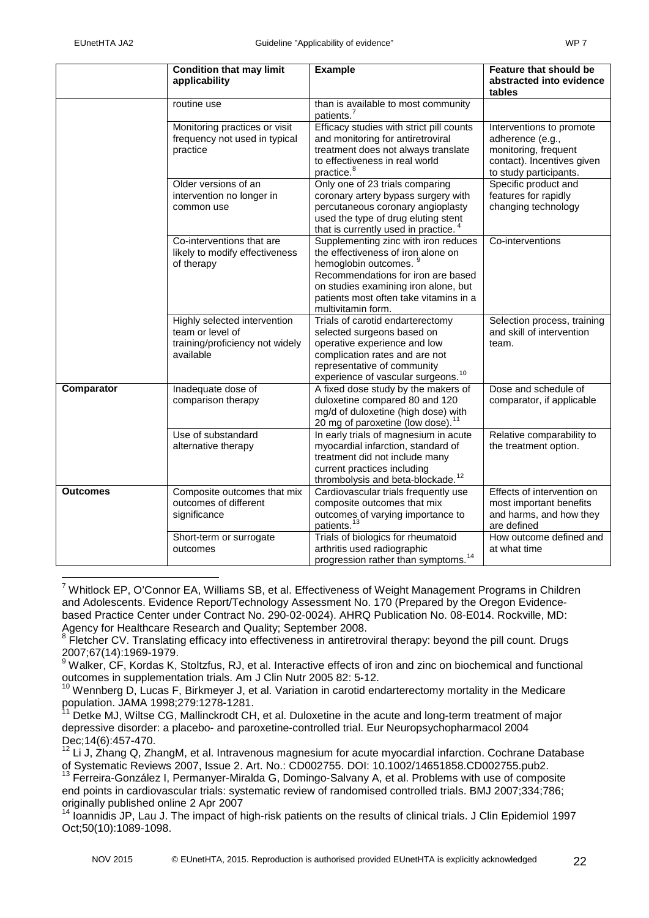| | Condition that may limit applicability | Example | Feature that should be abstracted into evidence tables |
|---|---|---|---|
| | routine use | than is available to most community patients.[7] | |
| | Monitoring practices or visit frequency not used in typical practice | Efficacy studies with strict pill counts and monitoring for antiretroviral treatment does not always translate to effectiveness in real world practice.[8] | Interventions to promote adherence (e.g., monitoring, frequent contact). Incentives given to study participants. |
| | Older versions of an intervention no longer in common use | Only one of 23 trials comparing coronary artery bypass surgery with percutaneous coronary angioplasty used the type of drug eluting stent that is currently used in practice.[4] | Specific product and features for rapidly changing technology |
| | Co-interventions that are likely to modify effectiveness of therapy | Supplementing zinc with iron reduces the effectiveness of iron alone on hemoglobin outcomes.[9] Recommendations for iron are based on studies examining iron alone, but patients most often take vitamins in a multivitamin form. | Co-interventions |
| | Highly selected intervention team or level of training/proficiency not widely available | Trials of carotid endarterectomy selected surgeons based on operative experience and low complication rates and are not representative of community experience of vascular surgeons.[10] | Selection process, training and skill of intervention team. |
| **Comparator** | Inadequate dose of comparison therapy | A fixed dose study by the makers of duloxetine compared 80 and 120 mg/d of duloxetine (high dose) with 20 mg of paroxetine (low dose).[11] | Dose and schedule of comparator, if applicable |
| | Use of substandard alternative therapy | In early trials of magnesium in acute myocardial infarction, standard of treatment did not include many current practices including thrombolysis and beta-blockade.[12] | Relative comparability to the treatment option. |
| **Outcomes** | Composite outcomes that mix outcomes of different significance | Cardiovascular trials frequently use composite outcomes that mix outcomes of varying importance to patients.[13] | Effects of intervention on most important benefits and harms, and how they are defined |
| | Short-term or surrogate outcomes | Trials of biologics for rheumatoid arthritis used radiographic progression rather than symptoms.[14] | How outcome defined and at what time |

[7] Whitlock EP, O'Connor EA, Williams SB, et al. Effectiveness of Weight Management Programs in Children and Adolescents. Evidence Report/Technology Assessment No. 170 (Prepared by the Oregon Evidence-based Practice Center under Contract No. 290-02-0024). AHRQ Publication No. 08-E014. Rockville, MD: Agency for Healthcare Research and Quality; September 2008.

[8] Fletcher CV. Translating efficacy into effectiveness in antiretroviral therapy: beyond the pill count. Drugs 2007;67(14):1969-1979.

[9] Walker, CF, Kordas K, Stoltzfus, RJ, et al. Interactive effects of iron and zinc on biochemical and functional outcomes in supplementation trials. Am J Clin Nutr 2005 82: 5-12.

[10] Wennberg D, Lucas F, Birkmeyer J, et al. Variation in carotid endarterectomy mortality in the Medicare population. JAMA 1998;279:1278-1281.

[11] Detke MJ, Wiltse CG, Mallinckrodt CH, et al. Duloxetine in the acute and long-term treatment of major depressive disorder: a placebo- and paroxetine-controlled trial. Eur Neuropsychopharmacol 2004 Dec;14(6):457-470.

[12] Li J, Zhang Q, ZhangM, et al. Intravenous magnesium for acute myocardial infarction. Cochrane Database of Systematic Reviews 2007, Issue 2. Art. No.: CD002755. DOI: 10.1002/14651858.CD002755.pub2.

[13] Ferreira-González I, Permanyer-Miralda G, Domingo-Salvany A, et al. Problems with use of composite end points in cardiovascular trials: systematic review of randomised controlled trials. BMJ 2007;334;786; originally published online 2 Apr 2007

[14] Ioannidis JP, Lau J. The impact of high-risk patients on the results of clinical trials. J Clin Epidemiol 1997 Oct;50(10):1089-1098.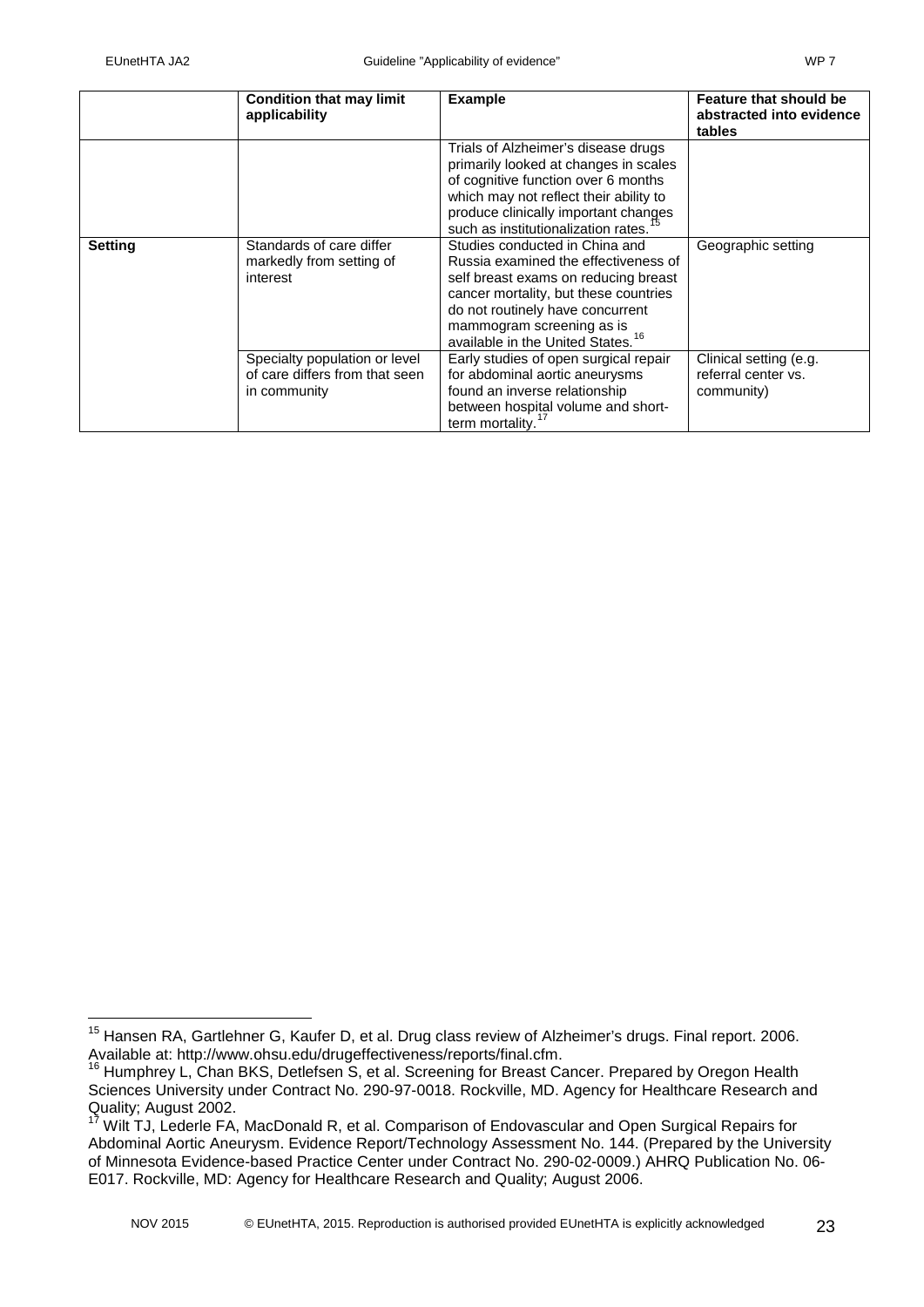| | Condition that may limit applicability | Example | Feature that should be abstracted into evidence tables |
|---|---|---|---|
| | | Trials of Alzheimer's disease drugs primarily looked at changes in scales of cognitive function over 6 months which may not reflect their ability to produce clinically important changes such as institutionalization rates.[15] | |
| **Setting** | Standards of care differ markedly from setting of interest | Studies conducted in China and Russia examined the effectiveness of self breast exams on reducing breast cancer mortality, but these countries do not routinely have concurrent mammogram screening as is available in the United States.[16] | Geographic setting |
| | Specialty population or level of care differs from that seen in community | Early studies of open surgical repair for abdominal aortic aneurysms found an inverse relationship between hospital volume and short-term mortality.[17] | Clinical setting (e.g. referral center vs. community) |

[15] Hansen RA, Gartlehner G, Kaufer D, et al. Drug class review of Alzheimer's drugs. Final report. 2006. Available at: http://www.ohsu.edu/drugeffectiveness/reports/final.cfm.

[16] Humphrey L, Chan BKS, Detlefsen S, et al. Screening for Breast Cancer. Prepared by Oregon Health Sciences University under Contract No. 290-97-0018. Rockville, MD. Agency for Healthcare Research and Quality; August 2002.

[17] Wilt TJ, Lederle FA, MacDonald R, et al. Comparison of Endovascular and Open Surgical Repairs for Abdominal Aortic Aneurysm. Evidence Report/Technology Assessment No. 144. (Prepared by the University of Minnesota Evidence-based Practice Center under Contract No. 290-02-0009.) AHRQ Publication No. 06-E017. Rockville, MD: Agency for Healthcare Research and Quality; August 2006.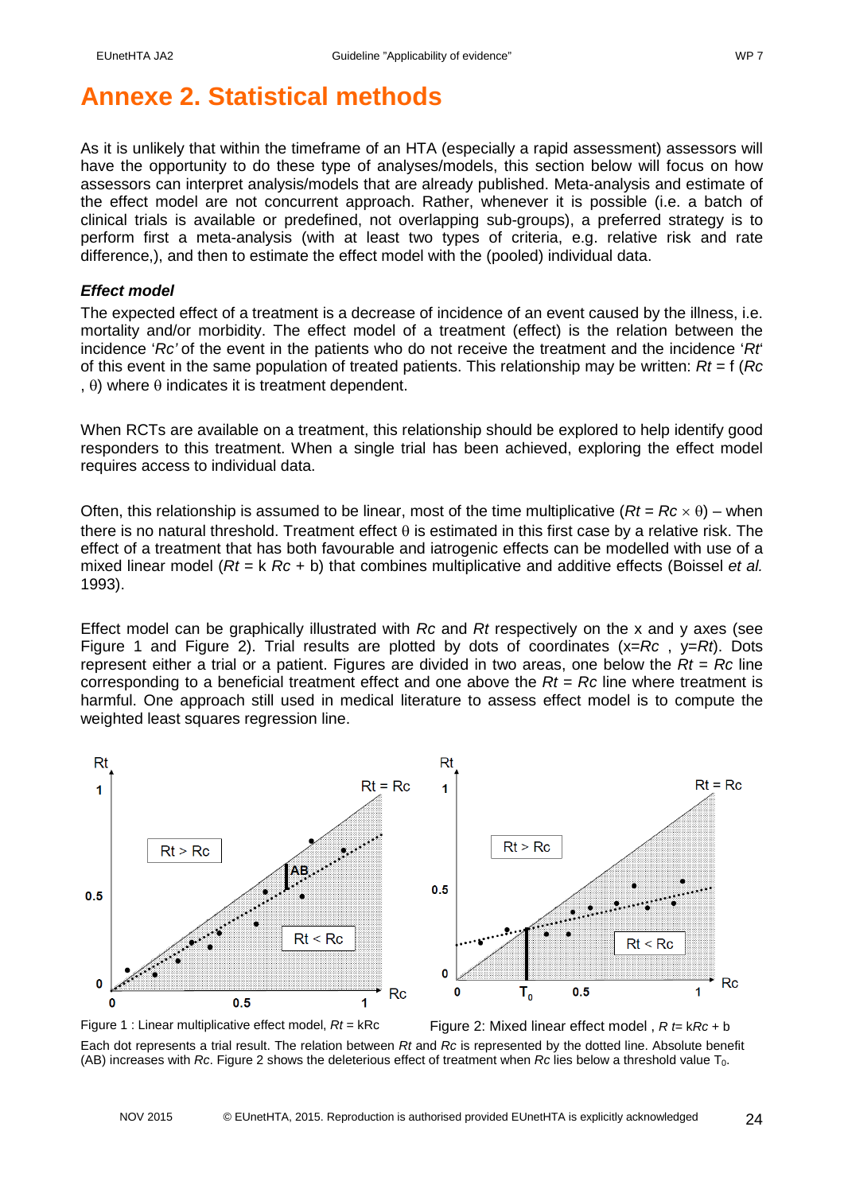# Annexe 2. Statistical methods

As it is unlikely that within the timeframe of an HTA (especially a rapid assessment) assessors will have the opportunity to do these type of analyses/models, this section below will focus on how assessors can interpret analysis/models that are already published. Meta-analysis and estimate of the effect model are not concurrent approach. Rather, whenever it is possible (i.e. a batch of clinical trials is available or predefined, not overlapping sub-groups), a preferred strategy is to perform first a meta-analysis (with at least two types of criteria, e.g. relative risk and rate difference,), and then to estimate the effect model with the (pooled) individual data.

### *Effect model*

The expected effect of a treatment is a decrease of incidence of an event caused by the illness, i.e. mortality and/or morbidity. The effect model of a treatment (effect) is the relation between the incidence '*Rc'* of the event in the patients who do not receive the treatment and the incidence '*Rt*' of this event in the same population of treated patients. This relationship may be written: $Rt = f(Rc, \theta)$ where $\theta$ indicates it is treatment dependent.

When RCTs are available on a treatment, this relationship should be explored to help identify good responders to this treatment. When a single trial has been achieved, exploring the effect model requires access to individual data.

Often, this relationship is assumed to be linear, most of the time multiplicative ($Rt = Rc \times \theta$) – when there is no natural threshold. Treatment effect $\theta$ is estimated in this first case by a relative risk. The effect of a treatment that has both favourable and iatrogenic effects can be modelled with use of a mixed linear model ($Rt = k\ Rc + b$) that combines multiplicative and additive effects (Boissel *et al.* 1993).

Effect model can be graphically illustrated with *Rc* and *Rt* respectively on the x and y axes (see Figure 1 and Figure 2). Trial results are plotted by dots of coordinates (x=*Rc* , y=*Rt*). Dots represent either a trial or a patient. Figures are divided in two areas, one below the $Rt = Rc$ line corresponding to a beneficial treatment effect and one above the $Rt = Rc$ line where treatment is harmful. One approach still used in medical literature to assess effect model is to compute the weighted least squares regression line.

Figure 1 : Linear multiplicative effect model, $Rt = kRc$

Figure 2: Mixed linear effect model , $Rt = kRc + b$

Each dot represents a trial result. The relation between *Rt* and *Rc* is represented by the dotted line. Absolute benefit (AB) increases with *Rc*. Figure 2 shows the deleterious effect of treatment when *Rc* lies below a threshold value $T_0$.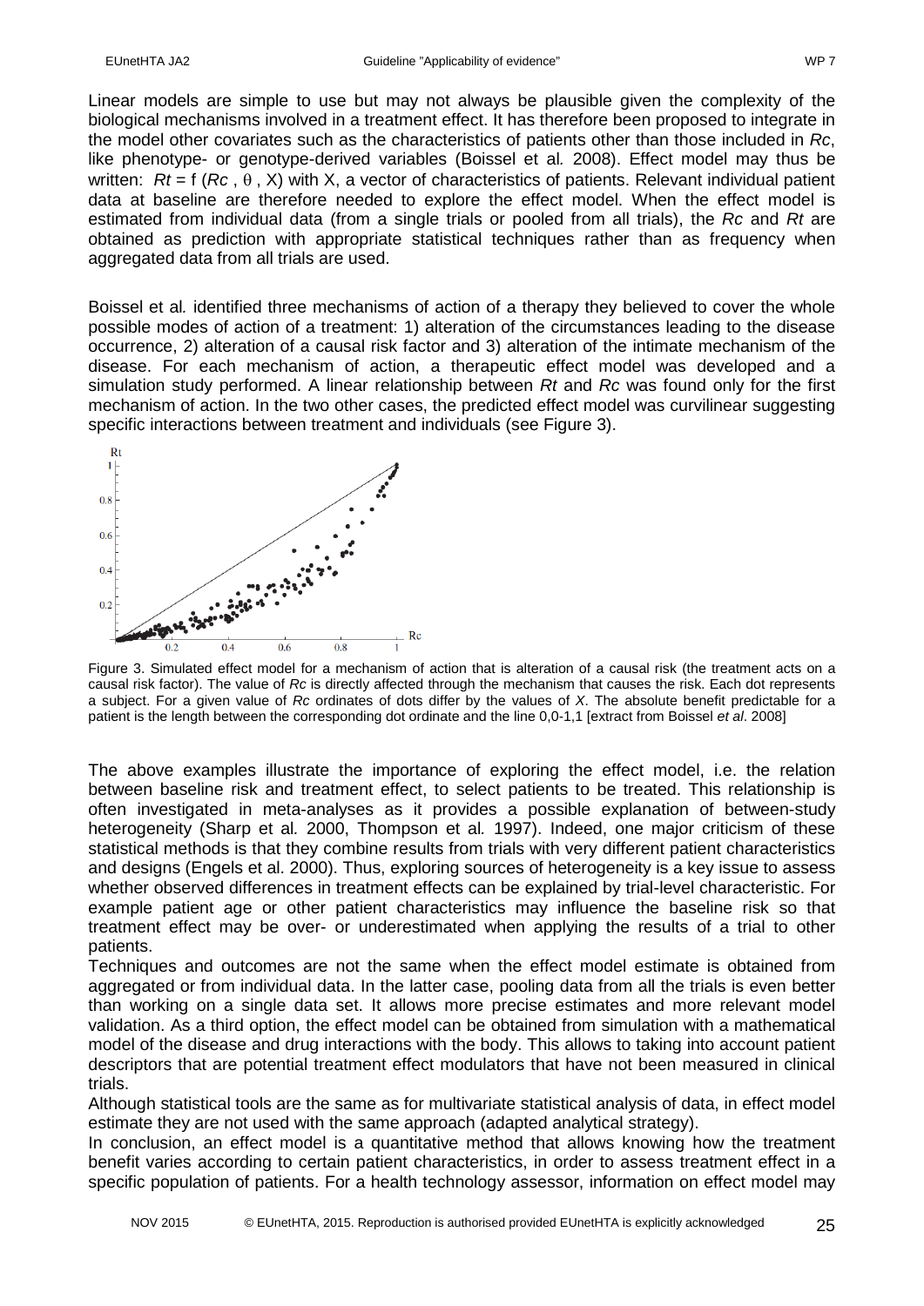Linear models are simple to use but may not always be plausible given the complexity of the biological mechanisms involved in a treatment effect. It has therefore been proposed to integrate in the model other covariates such as the characteristics of patients other than those included in *Rc*, like phenotype- or genotype-derived variables (Boissel et al*.* 2008). Effect model may thus be written: $Rt = f(Rc, \theta, X)$ with X, a vector of characteristics of patients. Relevant individual patient data at baseline are therefore needed to explore the effect model. When the effect model is estimated from individual data (from a single trials or pooled from all trials), the *Rc* and *Rt* are obtained as prediction with appropriate statistical techniques rather than as frequency when aggregated data from all trials are used.

Boissel et al*.* identified three mechanisms of action of a therapy they believed to cover the whole possible modes of action of a treatment: 1) alteration of the circumstances leading to the disease occurrence, 2) alteration of a causal risk factor and 3) alteration of the intimate mechanism of the disease. For each mechanism of action, a therapeutic effect model was developed and a simulation study performed. A linear relationship between *Rt* and *Rc* was found only for the first mechanism of action. In the two other cases, the predicted effect model was curvilinear suggesting specific interactions between treatment and individuals (see Figure 3).

Figure 3. Simulated effect model for a mechanism of action that is alteration of a causal risk (the treatment acts on a causal risk factor). The value of *Rc* is directly affected through the mechanism that causes the risk. Each dot represents a subject. For a given value of *Rc* ordinates of dots differ by the values of *X*. The absolute benefit predictable for a patient is the length between the corresponding dot ordinate and the line 0,0-1,1 [extract from Boissel *et al*. 2008]

The above examples illustrate the importance of exploring the effect model, i.e. the relation between baseline risk and treatment effect, to select patients to be treated. This relationship is often investigated in meta-analyses as it provides a possible explanation of between-study heterogeneity (Sharp et al*.* 2000, Thompson et al*.* 1997). Indeed, one major criticism of these statistical methods is that they combine results from trials with very different patient characteristics and designs (Engels et al. 2000). Thus, exploring sources of heterogeneity is a key issue to assess whether observed differences in treatment effects can be explained by trial-level characteristic. For example patient age or other patient characteristics may influence the baseline risk so that treatment effect may be over- or underestimated when applying the results of a trial to other patients.

Techniques and outcomes are not the same when the effect model estimate is obtained from aggregated or from individual data. In the latter case, pooling data from all the trials is even better than working on a single data set. It allows more precise estimates and more relevant model validation. As a third option, the effect model can be obtained from simulation with a mathematical model of the disease and drug interactions with the body. This allows to taking into account patient descriptors that are potential treatment effect modulators that have not been measured in clinical trials.

Although statistical tools are the same as for multivariate statistical analysis of data, in effect model estimate they are not used with the same approach (adapted analytical strategy).

In conclusion, an effect model is a quantitative method that allows knowing how the treatment benefit varies according to certain patient characteristics, in order to assess treatment effect in a specific population of patients. For a health technology assessor, information on effect model may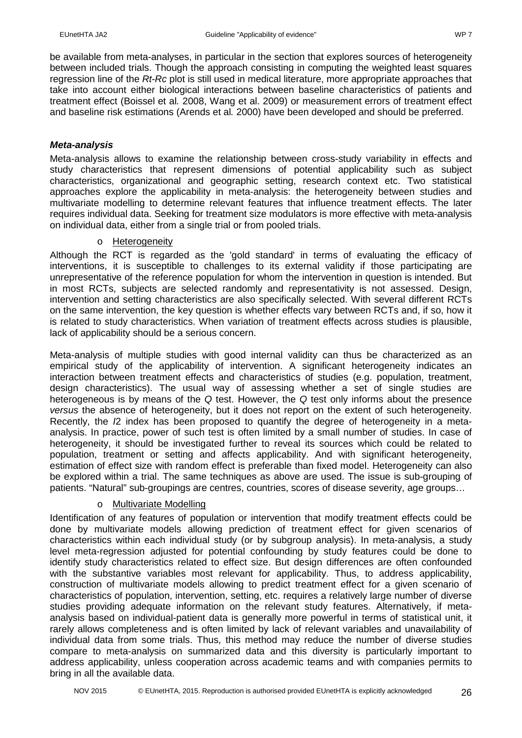be available from meta-analyses, in particular in the section that explores sources of heterogeneity between included trials. Though the approach consisting in computing the weighted least squares regression line of the *Rt-Rc* plot is still used in medical literature, more appropriate approaches that take into account either biological interactions between baseline characteristics of patients and treatment effect (Boissel et al*.* 2008, Wang et al. 2009) or measurement errors of treatment effect and baseline risk estimations (Arends et al*.* 2000) have been developed and should be preferred.

***Meta-analysis***

Meta-analysis allows to examine the relationship between cross-study variability in effects and study characteristics that represent dimensions of potential applicability such as subject characteristics, organizational and geographic setting, research context etc. Two statistical approaches explore the applicability in meta-analysis: the heterogeneity between studies and multivariate modelling to determine relevant features that influence treatment effects. The later requires individual data. Seeking for treatment size modulators is more effective with meta-analysis on individual data, either from a single trial or from pooled trials.

- Heterogeneity

Although the RCT is regarded as the 'gold standard' in terms of evaluating the efficacy of interventions, it is susceptible to challenges to its external validity if those participating are unrepresentative of the reference population for whom the intervention in question is intended. But in most RCTs, subjects are selected randomly and representativity is not assessed. Design, intervention and setting characteristics are also specifically selected. With several different RCTs on the same intervention, the key question is whether effects vary between RCTs and, if so, how it is related to study characteristics. When variation of treatment effects across studies is plausible, lack of applicability should be a serious concern.

Meta-analysis of multiple studies with good internal validity can thus be characterized as an empirical study of the applicability of intervention. A significant heterogeneity indicates an interaction between treatment effects and characteristics of studies (e.g. population, treatment, design characteristics). The usual way of assessing whether a set of single studies are heterogeneous is by means of the $Q$ test. However, the $Q$ test only informs about the presence *versus* the absence of heterogeneity, but it does not report on the extent of such heterogeneity. Recently, the $I2$ index has been proposed to quantify the degree of heterogeneity in a meta-analysis. In practice, power of such test is often limited by a small number of studies. In case of heterogeneity, it should be investigated further to reveal its sources which could be related to population, treatment or setting and affects applicability. And with significant heterogeneity, estimation of effect size with random effect is preferable than fixed model. Heterogeneity can also be explored within a trial. The same techniques as above are used. The issue is sub-grouping of patients. "Natural" sub-groupings are centres, countries, scores of disease severity, age groups…

- Multivariate Modelling

Identification of any features of population or intervention that modify treatment effects could be done by multivariate models allowing prediction of treatment effect for given scenarios of characteristics within each individual study (or by subgroup analysis). In meta-analysis, a study level meta-regression adjusted for potential confounding by study features could be done to identify study characteristics related to effect size. But design differences are often confounded with the substantive variables most relevant for applicability. Thus, to address applicability, construction of multivariate models allowing to predict treatment effect for a given scenario of characteristics of population, intervention, setting, etc. requires a relatively large number of diverse studies providing adequate information on the relevant study features. Alternatively, if meta-analysis based on individual-patient data is generally more powerful in terms of statistical unit, it rarely allows completeness and is often limited by lack of relevant variables and unavailability of individual data from some trials. Thus, this method may reduce the number of diverse studies compare to meta-analysis on summarized data and this diversity is particularly important to address applicability, unless cooperation across academic teams and with companies permits to bring in all the available data.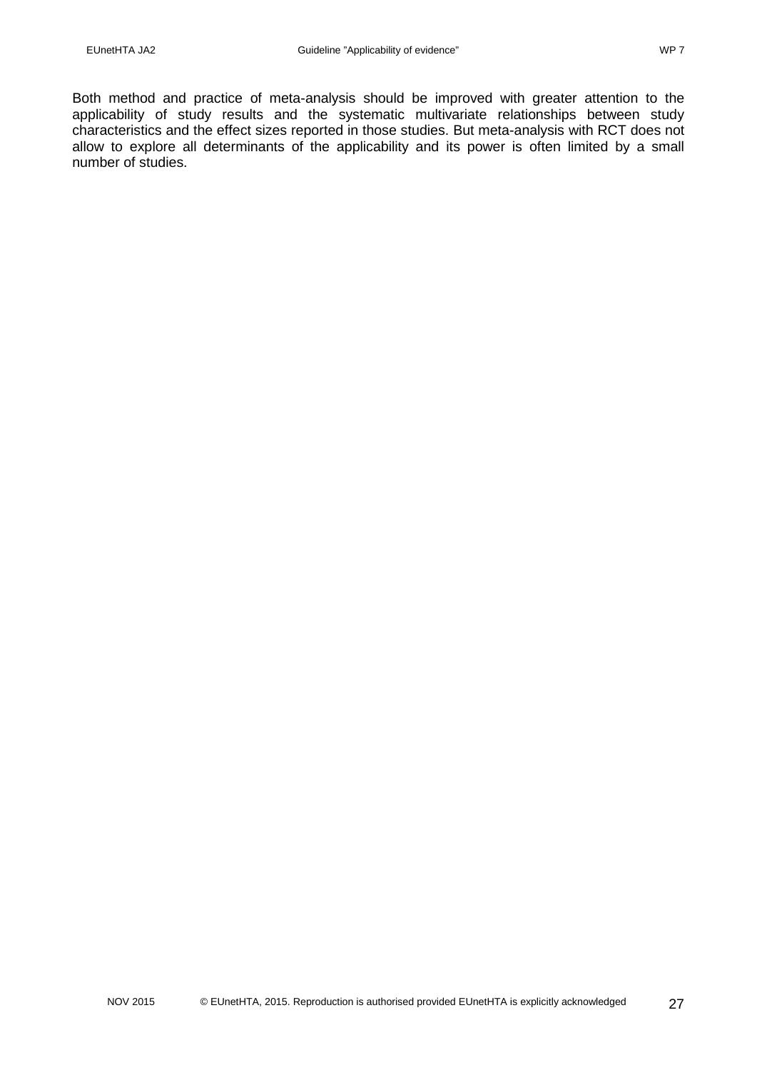Both method and practice of meta-analysis should be improved with greater attention to the applicability of study results and the systematic multivariate relationships between study characteristics and the effect sizes reported in those studies. But meta-analysis with RCT does not allow to explore all determinants of the applicability and its power is often limited by a small number of studies.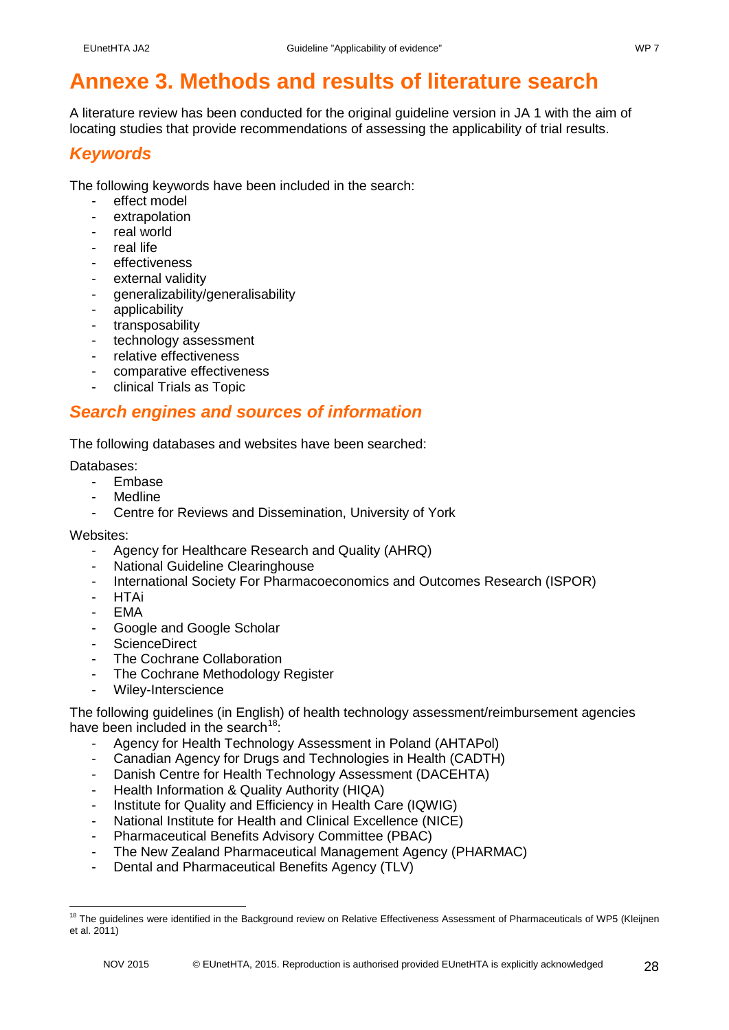# Annexe 3. Methods and results of literature search

A literature review has been conducted for the original guideline version in JA 1 with the aim of locating studies that provide recommendations of assessing the applicability of trial results.

## *Keywords*

The following keywords have been included in the search:

- effect model
- extrapolation
- real world
- real life
- effectiveness
- external validity
- generalizability/generalisability
- applicability
- transposability
- technology assessment
- relative effectiveness
- comparative effectiveness
- clinical Trials as Topic

## *Search engines and sources of information*

The following databases and websites have been searched:

Databases:

- Embase
- Medline
- Centre for Reviews and Dissemination, University of York

Websites:

- Agency for Healthcare Research and Quality (AHRQ)
- National Guideline Clearinghouse
- International Society For Pharmacoeconomics and Outcomes Research (ISPOR)
- HTAi
- EMA
- Google and Google Scholar
- ScienceDirect
- The Cochrane Collaboration
- The Cochrane Methodology Register
- Wiley-Interscience

The following guidelines (in English) of health technology assessment/reimbursement agencies have been included in the search[18]:

- Agency for Health Technology Assessment in Poland (AHTAPol)
- Canadian Agency for Drugs and Technologies in Health (CADTH)
- Danish Centre for Health Technology Assessment (DACEHTA)
- Health Information & Quality Authority (HIQA)
- Institute for Quality and Efficiency in Health Care (IQWIG)
- National Institute for Health and Clinical Excellence (NICE)
- Pharmaceutical Benefits Advisory Committee (PBAC)
- The New Zealand Pharmaceutical Management Agency (PHARMAC)
- Dental and Pharmaceutical Benefits Agency (TLV)

[18] The guidelines were identified in the Background review on Relative Effectiveness Assessment of Pharmaceuticals of WP5 (Kleijnen et al. 2011)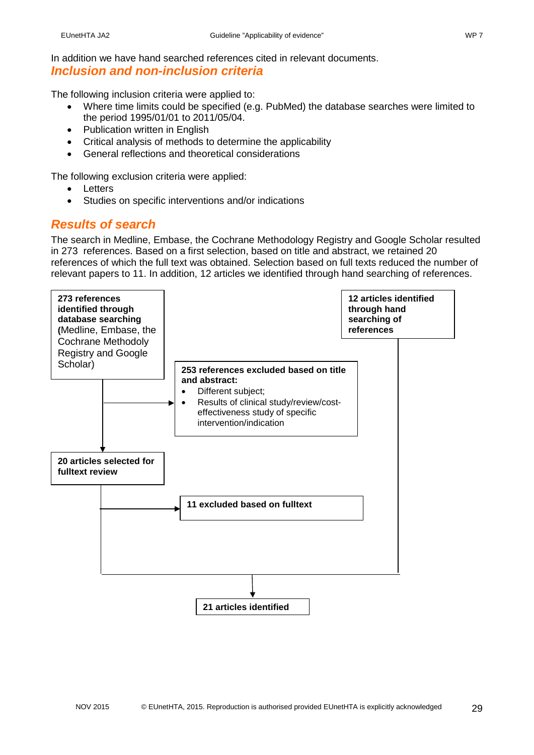In addition we have hand searched references cited in relevant documents.

## *Inclusion and non-inclusion criteria*

The following inclusion criteria were applied to:

- Where time limits could be specified (e.g. PubMed) the database searches were limited to the period 1995/01/01 to 2011/05/04.
- Publication written in English
- Critical analysis of methods to determine the applicability
- General reflections and theoretical considerations

The following exclusion criteria were applied:

- Letters
- Studies on specific interventions and/or indications

## *Results of search*

The search in Medline, Embase, the Cochrane Methodology Registry and Google Scholar resulted in 273 references. Based on a first selection, based on title and abstract, we retained 20 references of which the full text was obtained. Selection based on full texts reduced the number of relevant papers to 11. In addition, 12 articles we identified through hand searching of references.

**273 references identified through database searching (**Medline, Embase, the Cochrane Methodoly Registry and Google Scholar)

→ **253 references excluded based on title and abstract:**
- Different subject;
- Results of clinical study/review/cost-effectiveness study of specific intervention/indication

**20 articles selected for fulltext review**

→ **11 excluded based on fulltext**

**12 articles identified through hand searching of references**

**21 articles identified**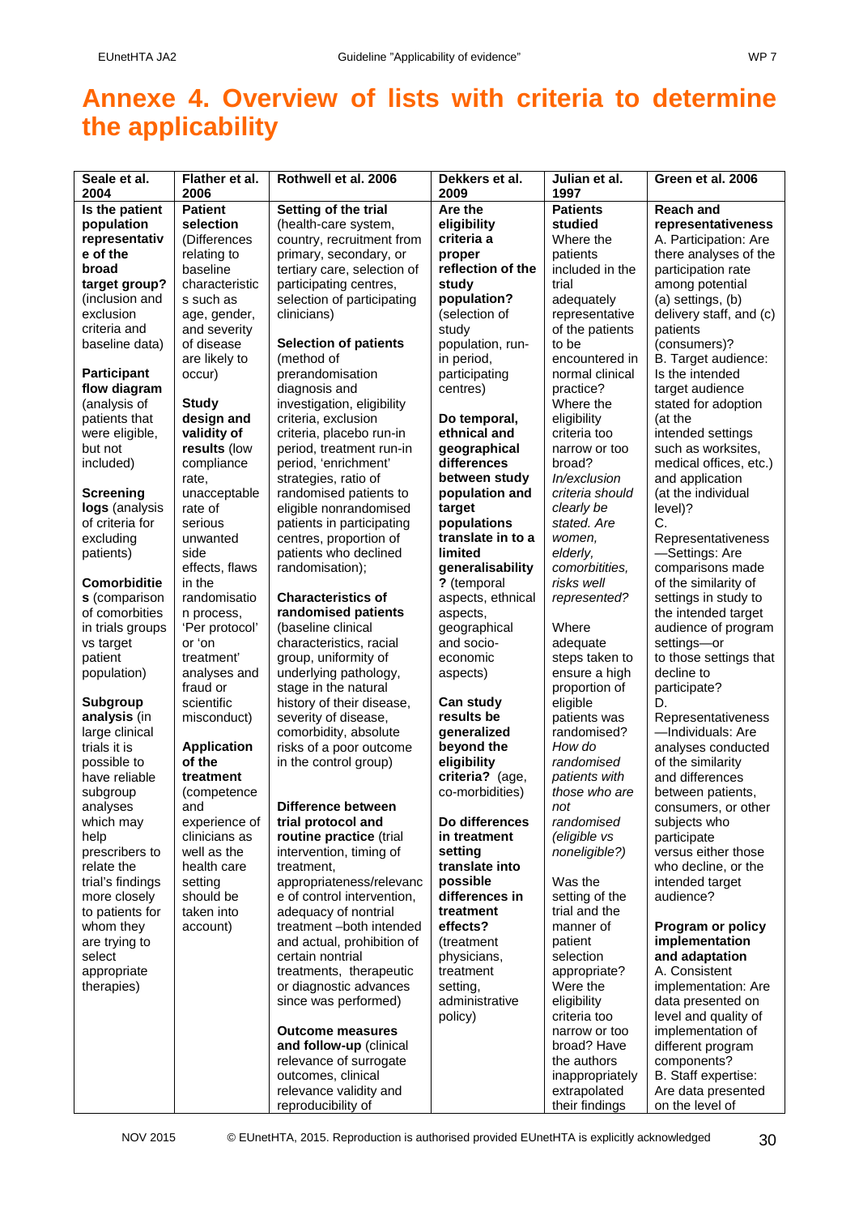# Annexe 4. Overview of lists with criteria to determine the applicability

| Seale et al. 2004 | Flather et al. 2006 | Rothwell et al. 2006 | Dekkers et al. 2009 | Julian et al. 1997 | Green et al. 2006 |
|---|---|---|---|---|---|
| **Is the patient population representative of the broad target group?** (inclusion and exclusion criteria and baseline data)<br><br>**Participant flow diagram** (analysis of patients that were eligible, but not included)<br><br>**Screening logs** (analysis of criteria for excluding patients)<br><br>**Comorbidities** (comparison of comorbities in trials groups vs target patient population)<br><br>**Subgroup analysis** (in large clinical trials it is possible to have reliable subgroup analyses which may help prescribers to relate the trial's findings more closely to patients for whom they are trying to select appropriate therapies) | **Patient selection** (Differences relating to baseline characteristics such as age, gender, and severity of disease are likely to occur)<br><br>**Study design and validity of results** (low compliance rate, unacceptable rate of serious unwanted side effects, flaws in the randomisation process, 'Per protocol' or 'on treatment' analyses and fraud or scientific misconduct)<br><br>**Application of the treatment** (competence and experience of clinicians as well as the health care setting should be taken into account) | **Setting of the trial** (health-care system, country, recruitment from primary, secondary, or tertiary care, selection of participating centres, selection of participating clinicians)<br><br>**Selection of patients** (method of prerandomisation diagnosis and investigation, eligibility criteria, exclusion criteria, placebo run-in period, treatment run-in period, 'enrichment' strategies, ratio of randomised patients to eligible nonrandomised patients in participating centres, proportion of patients who declined randomisation);<br><br>**Characteristics of randomised patients** (baseline clinical characteristics, racial group, uniformity of underlying pathology, stage in the natural history of their disease, severity of disease, comorbidity, absolute risks of a poor outcome in the control group)<br><br>**Difference between trial protocol and routine practice** (trial intervention, timing of treatment, appropriateness/relevance of control intervention, adequacy of nontrial treatment –both intended and actual, prohibition of certain nontrial treatments, therapeutic or diagnostic advances since was performed)<br><br>**Outcome measures and follow-up** (clinical relevance of surrogate outcomes, clinical relevance validity and reproducibility of | **Are the eligibility criteria a proper reflection of the study population?** (selection of study population, run-in period, participating centres)<br><br>**Do temporal, ethnical and geographical differences between study population and target populations translate in to a limited generalisability?** (temporal aspects, ethnical aspects, geographical and socio-economic aspects)<br><br>**Can study results be generalized beyond the eligibility criteria?** (age, co-morbidities)<br><br>**Do differences in treatment setting translate into possible differences in treatment effects?** (treatment physicians, treatment setting, administrative policy) | **Patients studied**<br>Where the patients included in the trial adequately representative of the patients to be encountered in normal clinical practice?<br>Where the eligibility criteria too narrow or too broad?<br>*In/exclusion criteria should clearly be stated. Are women, elderly, comorbitities, risks well represented?*<br><br>Where adequate steps taken to ensure a high proportion of eligible patients was randomised?<br>*How do randomised patients with those who are not randomised (eligible vs noneligible?)*<br><br>Was the setting of the trial and the manner of patient selection appropriate?<br>Were the eligibility criteria too narrow or too broad? Have the authors inappropriately extrapolated their findings | **Reach and representativeness**<br>A. Participation: Are there analyses of the participation rate among potential (a) settings, (b) delivery staff, and (c) patients (consumers)?<br>B. Target audience: Is the intended target audience stated for adoption (at the intended settings such as worksites, medical offices, etc.) and application (at the individual level)?<br>C. Representativeness —Settings: Are comparisons made of the similarity of settings in study to the intended target audience of program settings—or to those settings that decline to participate?<br>D. Representativeness —Individuals: Are analyses conducted of the similarity and differences between patients, consumers, or other subjects who participate versus either those who decline, or the intended target audience?<br><br>**Program or policy implementation and adaptation**<br>A. Consistent implementation: Are data presented on level and quality of implementation of different program components?<br>B. Staff expertise: Are data presented on the level of |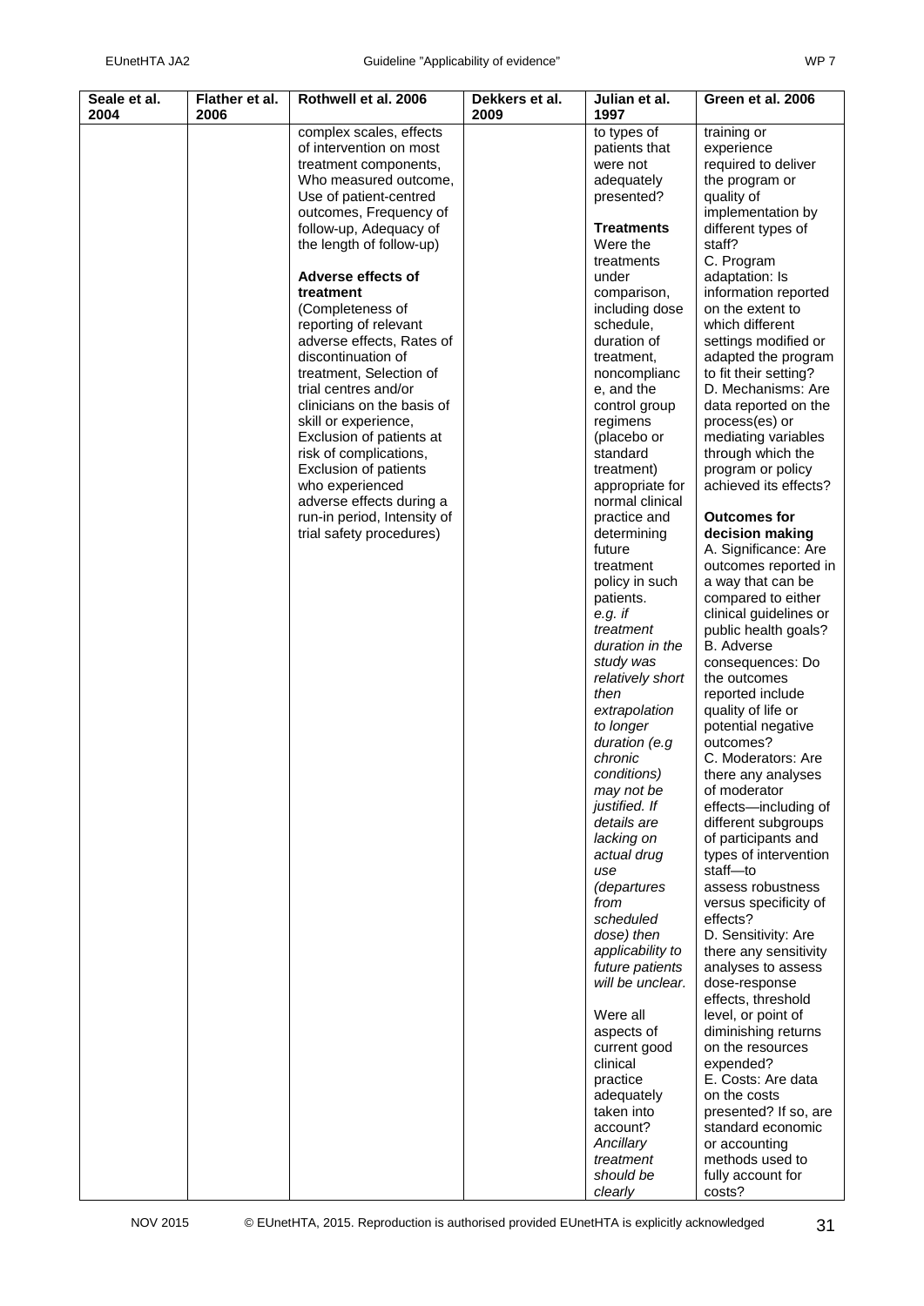| Seale et al. 2004 | Flather et al. 2006 | Rothwell et al. 2006 | Dekkers et al. 2009 | Julian et al. 1997 | Green et al. 2006 |
|---|---|---|---|---|---|
| | | complex scales, effects of intervention on most treatment components, Who measured outcome, Use of patient-centred outcomes, Frequency of follow-up, Adequacy of the length of follow-up)<br><br>**Adverse effects of treatment**<br>(Completeness of reporting of relevant adverse effects, Rates of discontinuation of treatment, Selection of trial centres and/or clinicians on the basis of skill or experience, Exclusion of patients at risk of complications, Exclusion of patients who experienced adverse effects during a run-in period, Intensity of trial safety procedures) | | to types of patients that were not adequately presented?<br><br>**Treatments**<br>Were the treatments under comparison, including dose schedule, duration of treatment, noncompliance, and the control group regimens (placebo or standard treatment) appropriate for normal clinical practice and determining future treatment policy in such patients.<br>*e.g. if treatment duration in the study was relatively short then extrapolation to longer duration (e.g chronic conditions) may not be justified. If details are lacking on actual drug use (departures from scheduled dose) then applicability to future patients will be unclear.*<br><br>Were all aspects of current good clinical practice adequately taken into account? *Ancillary treatment should be clearly* | training or experience required to deliver the program or quality of implementation by different types of staff?<br>C. Program adaptation: Is information reported on the extent to which different settings modified or adapted the program to fit their setting?<br>D. Mechanisms: Are data reported on the process(es) or mediating variables through which the program or policy achieved its effects?<br><br>**Outcomes for decision making**<br>A. Significance: Are outcomes reported in a way that can be compared to either clinical guidelines or public health goals?<br>B. Adverse consequences: Do the outcomes reported include quality of life or potential negative outcomes?<br>C. Moderators: Are there any analyses of moderator effects—including of different subgroups of participants and types of intervention staff—to assess robustness versus specificity of effects?<br>D. Sensitivity: Are there any sensitivity analyses to assess dose-response effects, threshold level, or point of diminishing returns on the resources expended?<br>E. Costs: Are data on the costs presented? If so, are standard economic or accounting methods used to fully account for costs? |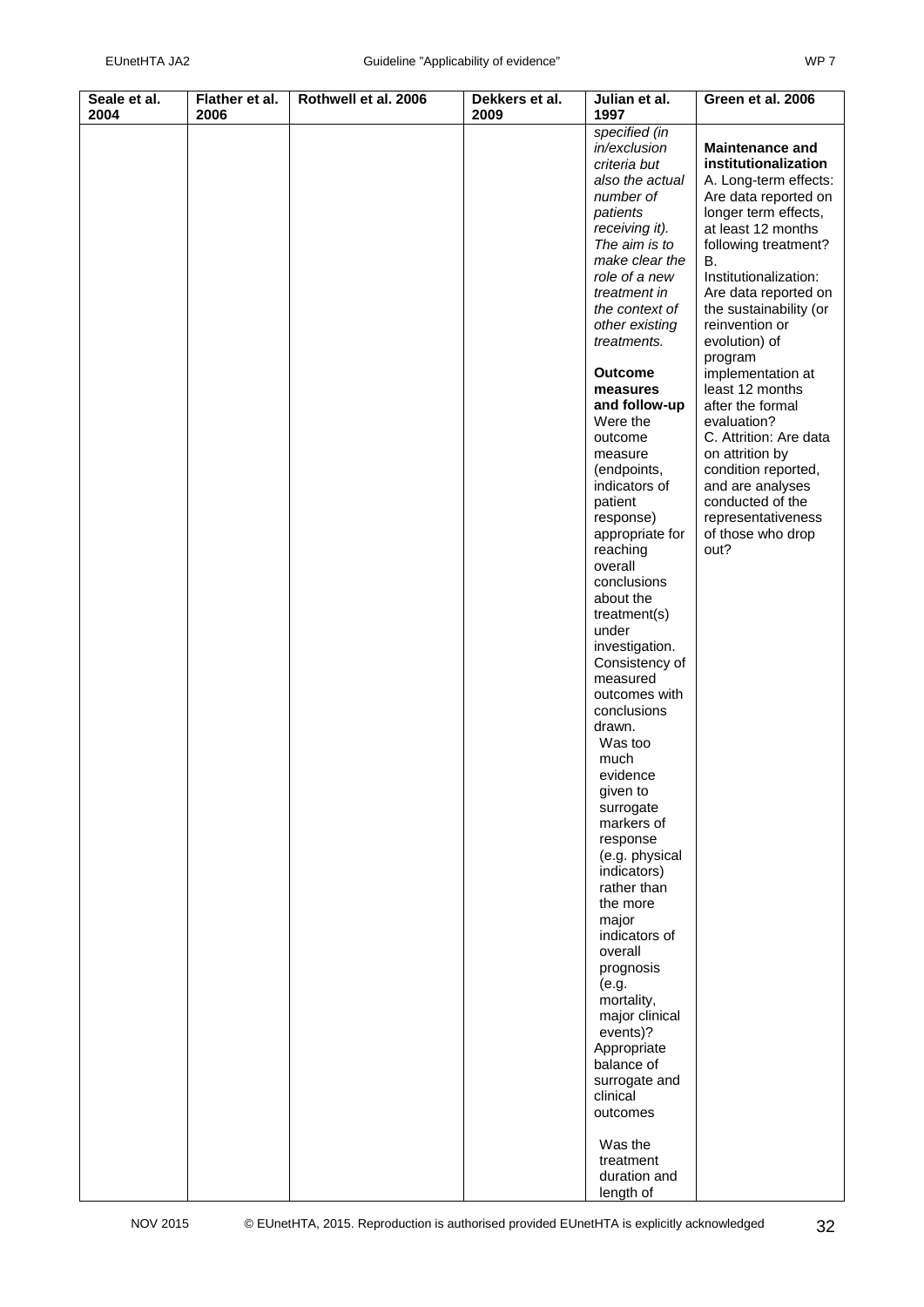| Seale et al. 2004 | Flather et al. 2006 | Rothwell et al. 2006 | Dekkers et al. 2009 | Julian et al. 1997 | Green et al. 2006 |
|---|---|---|---|---|---|
| | | | | *specified (in in/exclusion criteria but also the actual number of patients receiving it). The aim is to make clear the role of a new treatment in the context of other existing treatments.*<br><br>**Outcome measures and follow-up**<br>Were the outcome measure (endpoints, indicators of patient response) appropriate for reaching overall conclusions about the treatment(s) under investigation. Consistency of measured outcomes with conclusions drawn.<br>Was too much evidence given to surrogate markers of response (e.g. physical indicators) rather than the more major indicators of overall prognosis (e.g. mortality, major clinical events)?<br>Appropriate balance of surrogate and clinical outcomes<br><br>Was the treatment duration and length of | **Maintenance and institutionalization**<br>A. Long-term effects: Are data reported on longer term effects, at least 12 months following treatment?<br>B. Institutionalization: Are data reported on the sustainability (or reinvention or evolution) of program implementation at least 12 months after the formal evaluation?<br>C. Attrition: Are data on attrition by condition reported, and are analyses conducted of the representativeness of those who drop out? |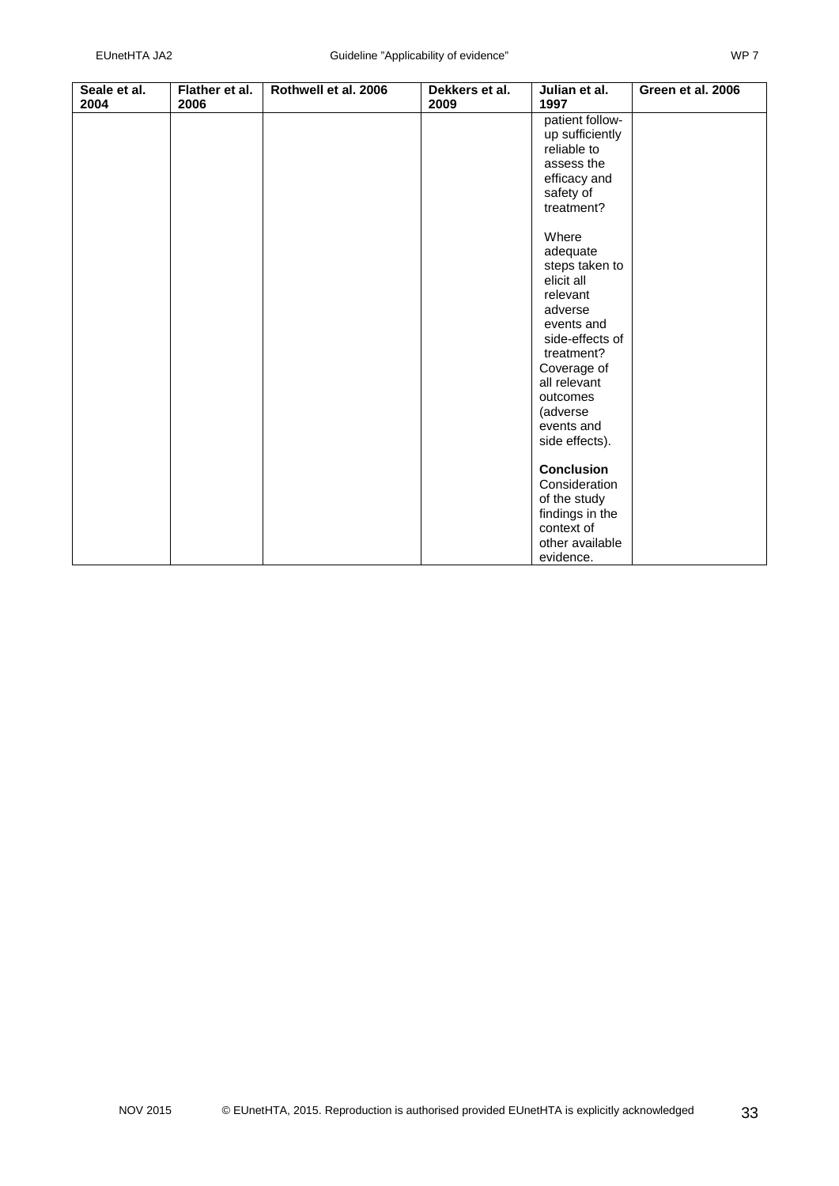| Seale et al. 2004 | Flather et al. 2006 | Rothwell et al. 2006 | Dekkers et al. 2009 | Julian et al. 1997 | Green et al. 2006 |
|---|---|---|---|---|---|
| | | | | patient follow-up sufficiently reliable to assess the efficacy and safety of treatment?<br><br>Where adequate steps taken to elicit all relevant adverse events and side-effects of treatment?<br>Coverage of all relevant outcomes (adverse events and side effects).<br><br>**Conclusion**<br>Consideration of the study findings in the context of other available evidence. | |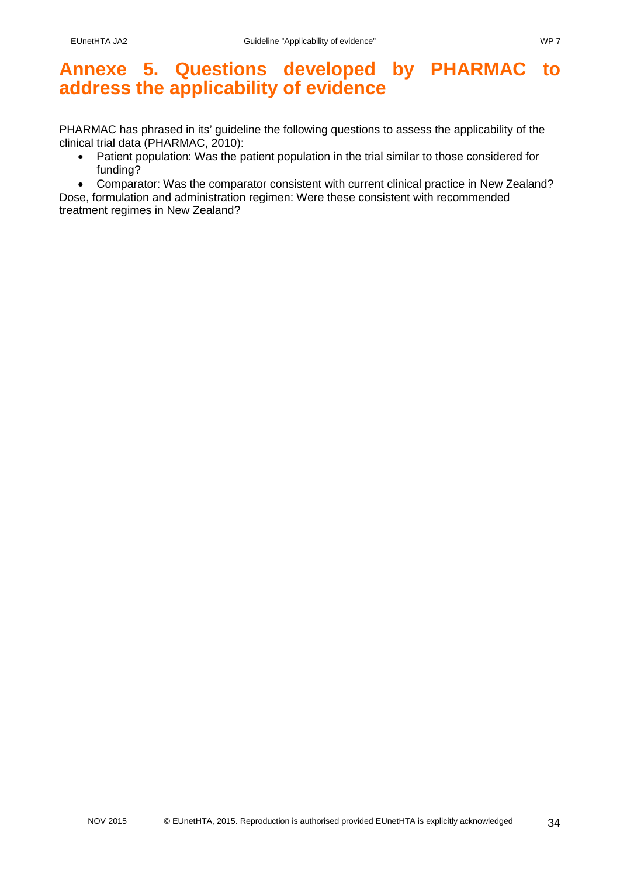# Annexe 5. Questions developed by PHARMAC to address the applicability of evidence

PHARMAC has phrased in its' guideline the following questions to assess the applicability of the clinical trial data (PHARMAC, 2010):

- Patient population: Was the patient population in the trial similar to those considered for funding?
- Comparator: Was the comparator consistent with current clinical practice in New Zealand?

Dose, formulation and administration regimen: Were these consistent with recommended treatment regimes in New Zealand?